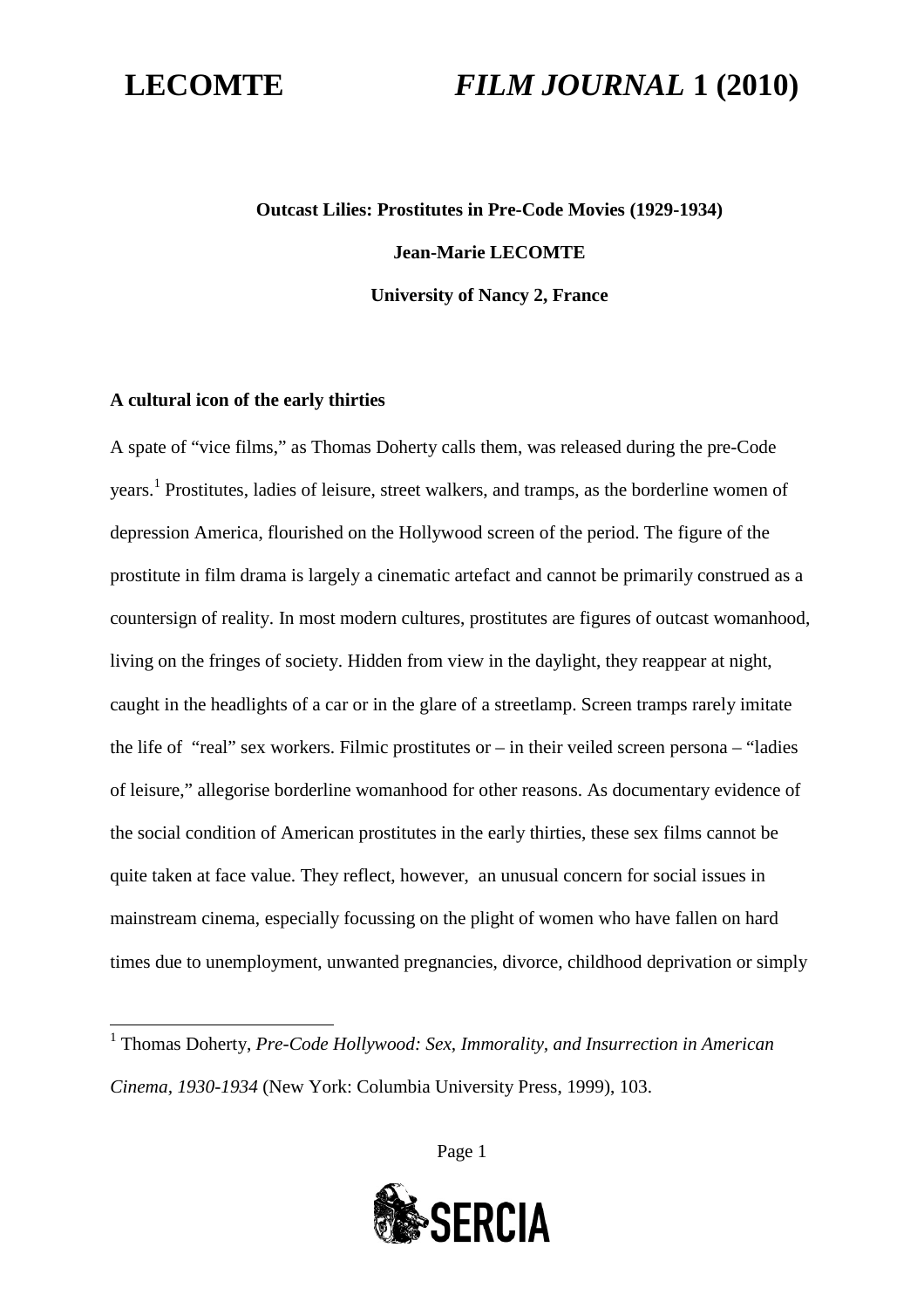# Outcast Lilies: Prostitutes in Pre-Code Movies (1929-1934)

**Jean-Marie LECOMTE**

**University of Nancy 2, France**

## A cultural icon of the early thirties

A spate of "vice films," as Thomas Doherty calls them, was released during the pre-Code years.[1] Prostitutes, ladies of leisure, street walkers, and tramps, as the borderline women of depression America, flourished on the Hollywood screen of the period. The figure of the prostitute in film drama is largely a cinematic artefact and cannot be primarily construed as a countersign of reality. In most modern cultures, prostitutes are figures of outcast womanhood, living on the fringes of society. Hidden from view in the daylight, they reappear at night, caught in the headlights of a car or in the glare of a streetlamp. Screen tramps rarely imitate the life of "real" sex workers. Filmic prostitutes or – in their veiled screen persona – "ladies of leisure," allegorise borderline womanhood for other reasons. As documentary evidence of the social condition of American prostitutes in the early thirties, these sex films cannot be quite taken at face value. They reflect, however, an unusual concern for social issues in mainstream cinema, especially focussing on the plight of women who have fallen on hard times due to unemployment, unwanted pregnancies, divorce, childhood deprivation or simply

---

[1] Thomas Doherty, *Pre-Code Hollywood: Sex, Immorality, and Insurrection in American Cinema, 1930-1934* (New York: Columbia University Press, 1999), 103.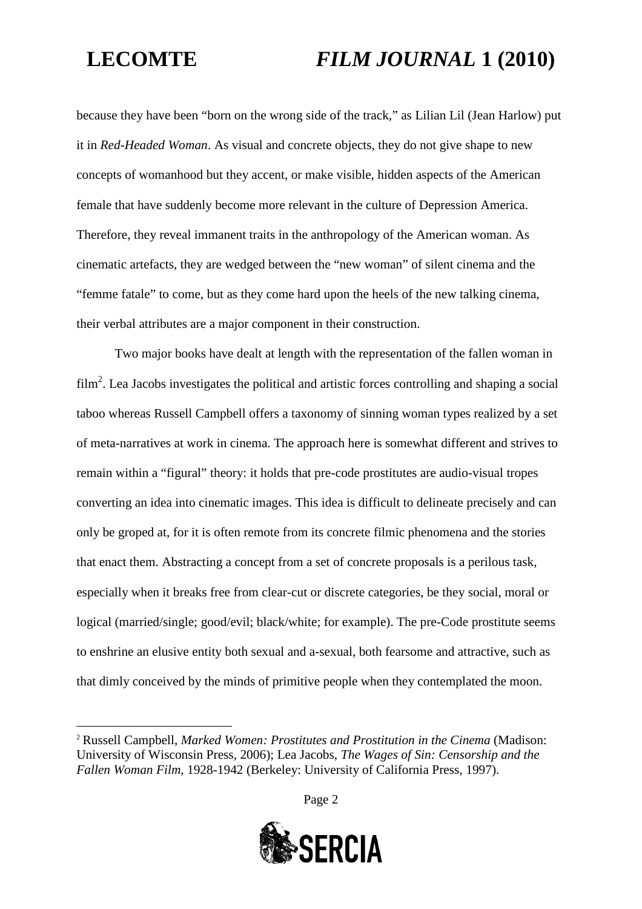because they have been "born on the wrong side of the track," as Lilian Lil (Jean Harlow) put it in *Red-Headed Woman*. As visual and concrete objects, they do not give shape to new concepts of womanhood but they accent, or make visible, hidden aspects of the American female that have suddenly become more relevant in the culture of Depression America. Therefore, they reveal immanent traits in the anthropology of the American woman. As cinematic artefacts, they are wedged between the "new woman" of silent cinema and the "femme fatale" to come, but as they come hard upon the heels of the new talking cinema, their verbal attributes are a major component in their construction.

Two major books have dealt at length with the representation of the fallen woman in film[2]. Lea Jacobs investigates the political and artistic forces controlling and shaping a social taboo whereas Russell Campbell offers a taxonomy of sinning woman types realized by a set of meta-narratives at work in cinema. The approach here is somewhat different and strives to remain within a "figural" theory: it holds that pre-code prostitutes are audio-visual tropes converting an idea into cinematic images. This idea is difficult to delineate precisely and can only be groped at, for it is often remote from its concrete filmic phenomena and the stories that enact them. Abstracting a concept from a set of concrete proposals is a perilous task, especially when it breaks free from clear-cut or discrete categories, be they social, moral or logical (married/single; good/evil; black/white; for example). The pre-Code prostitute seems to enshrine an elusive entity both sexual and a-sexual, both fearsome and attractive, such as that dimly conceived by the minds of primitive people when they contemplated the moon.

---

[2] Russell Campbell, *Marked Women: Prostitutes and Prostitution in the Cinema* (Madison: University of Wisconsin Press, 2006); Lea Jacobs, *The Wages of Sin: Censorship and the Fallen Woman Film*, 1928-1942 (Berkeley: University of California Press, 1997).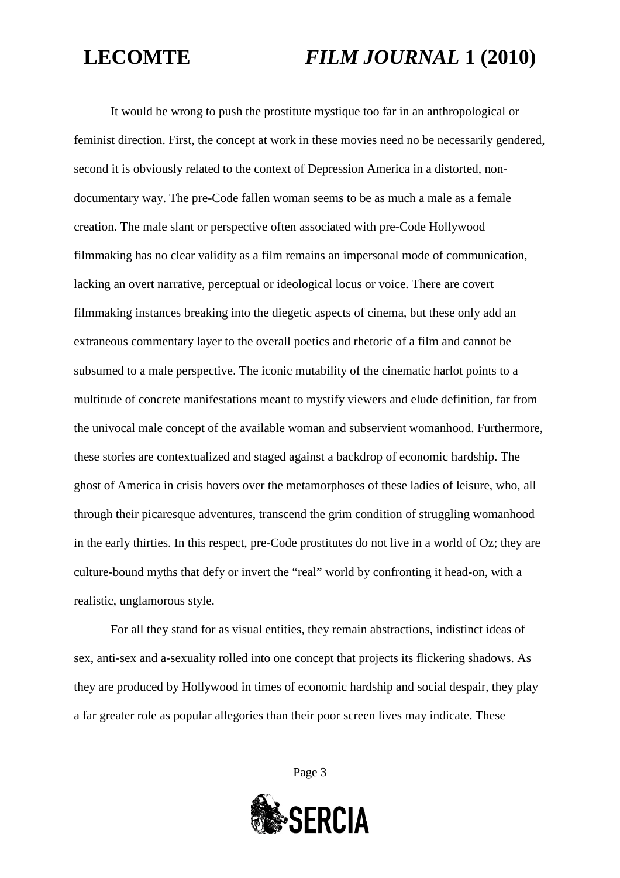It would be wrong to push the prostitute mystique too far in an anthropological or feminist direction. First, the concept at work in these movies need no be necessarily gendered, second it is obviously related to the context of Depression America in a distorted, non-documentary way. The pre-Code fallen woman seems to be as much a male as a female creation. The male slant or perspective often associated with pre-Code Hollywood filmmaking has no clear validity as a film remains an impersonal mode of communication, lacking an overt narrative, perceptual or ideological locus or voice. There are covert filmmaking instances breaking into the diegetic aspects of cinema, but these only add an extraneous commentary layer to the overall poetics and rhetoric of a film and cannot be subsumed to a male perspective. The iconic mutability of the cinematic harlot points to a multitude of concrete manifestations meant to mystify viewers and elude definition, far from the univocal male concept of the available woman and subservient womanhood. Furthermore, these stories are contextualized and staged against a backdrop of economic hardship. The ghost of America in crisis hovers over the metamorphoses of these ladies of leisure, who, all through their picaresque adventures, transcend the grim condition of struggling womanhood in the early thirties. In this respect, pre-Code prostitutes do not live in a world of Oz; they are culture-bound myths that defy or invert the "real" world by confronting it head-on, with a realistic, unglamorous style.

For all they stand for as visual entities, they remain abstractions, indistinct ideas of sex, anti-sex and a-sexuality rolled into one concept that projects its flickering shadows. As they are produced by Hollywood in times of economic hardship and social despair, they play a far greater role as popular allegories than their poor screen lives may indicate. These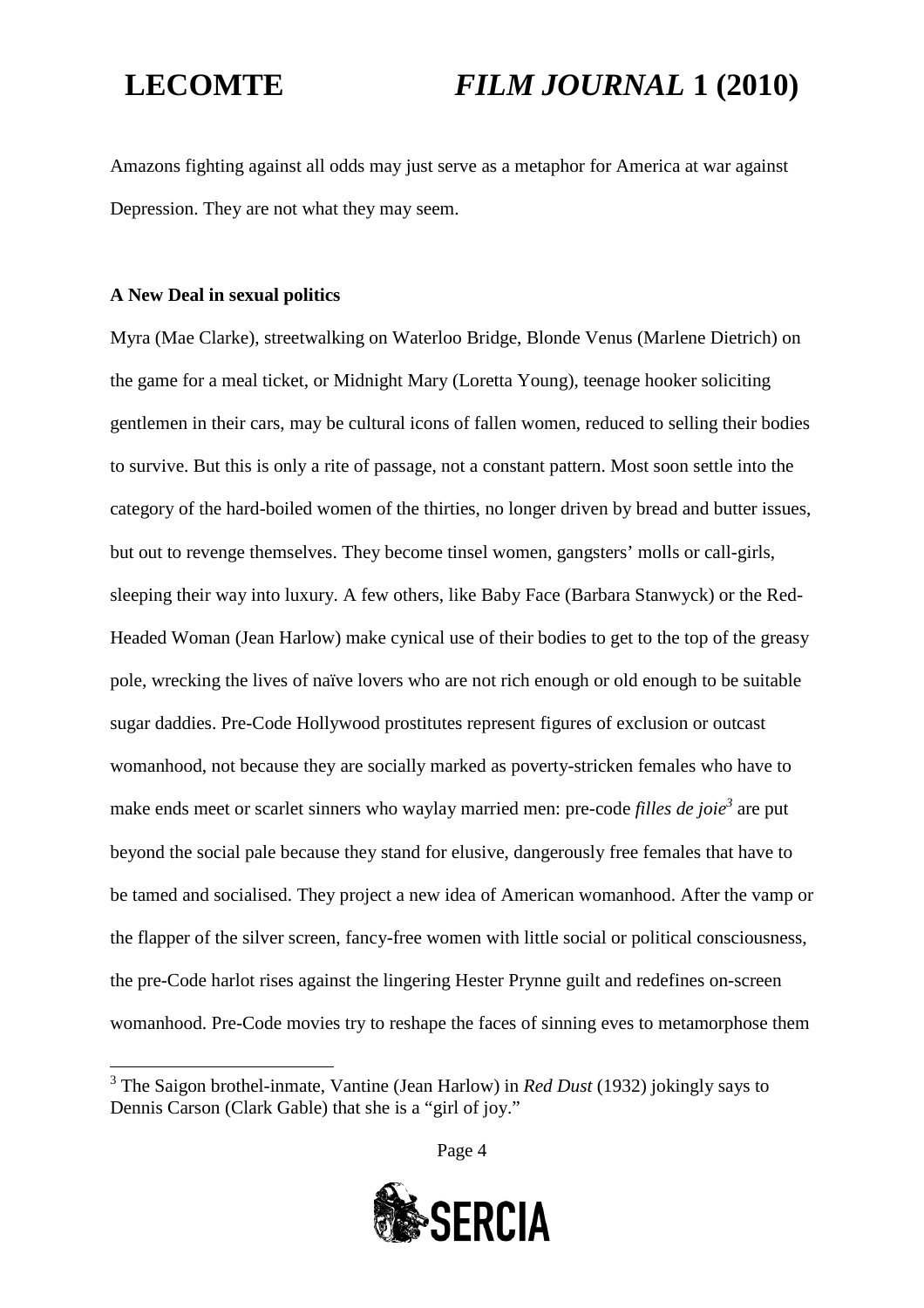Amazons fighting against all odds may just serve as a metaphor for America at war against Depression. They are not what they may seem.

### A New Deal in sexual politics

Myra (Mae Clarke), streetwalking on Waterloo Bridge, Blonde Venus (Marlene Dietrich) on the game for a meal ticket, or Midnight Mary (Loretta Young), teenage hooker soliciting gentlemen in their cars, may be cultural icons of fallen women, reduced to selling their bodies to survive. But this is only a rite of passage, not a constant pattern. Most soon settle into the category of the hard-boiled women of the thirties, no longer driven by bread and butter issues, but out to revenge themselves. They become tinsel women, gangsters' molls or call-girls, sleeping their way into luxury. A few others, like Baby Face (Barbara Stanwyck) or the Red-Headed Woman (Jean Harlow) make cynical use of their bodies to get to the top of the greasy pole, wrecking the lives of naïve lovers who are not rich enough or old enough to be suitable sugar daddies. Pre-Code Hollywood prostitutes represent figures of exclusion or outcast womanhood, not because they are socially marked as poverty-stricken females who have to make ends meet or scarlet sinners who waylay married men: pre-code *filles de joie*[3] are put beyond the social pale because they stand for elusive, dangerously free females that have to be tamed and socialised. They project a new idea of American womanhood. After the vamp or the flapper of the silver screen, fancy-free women with little social or political consciousness, the pre-Code harlot rises against the lingering Hester Prynne guilt and redefines on-screen womanhood. Pre-Code movies try to reshape the faces of sinning eves to metamorphose them

---

[3] The Saigon brothel-inmate, Vantine (Jean Harlow) in *Red Dust* (1932) jokingly says to Dennis Carson (Clark Gable) that she is a "girl of joy."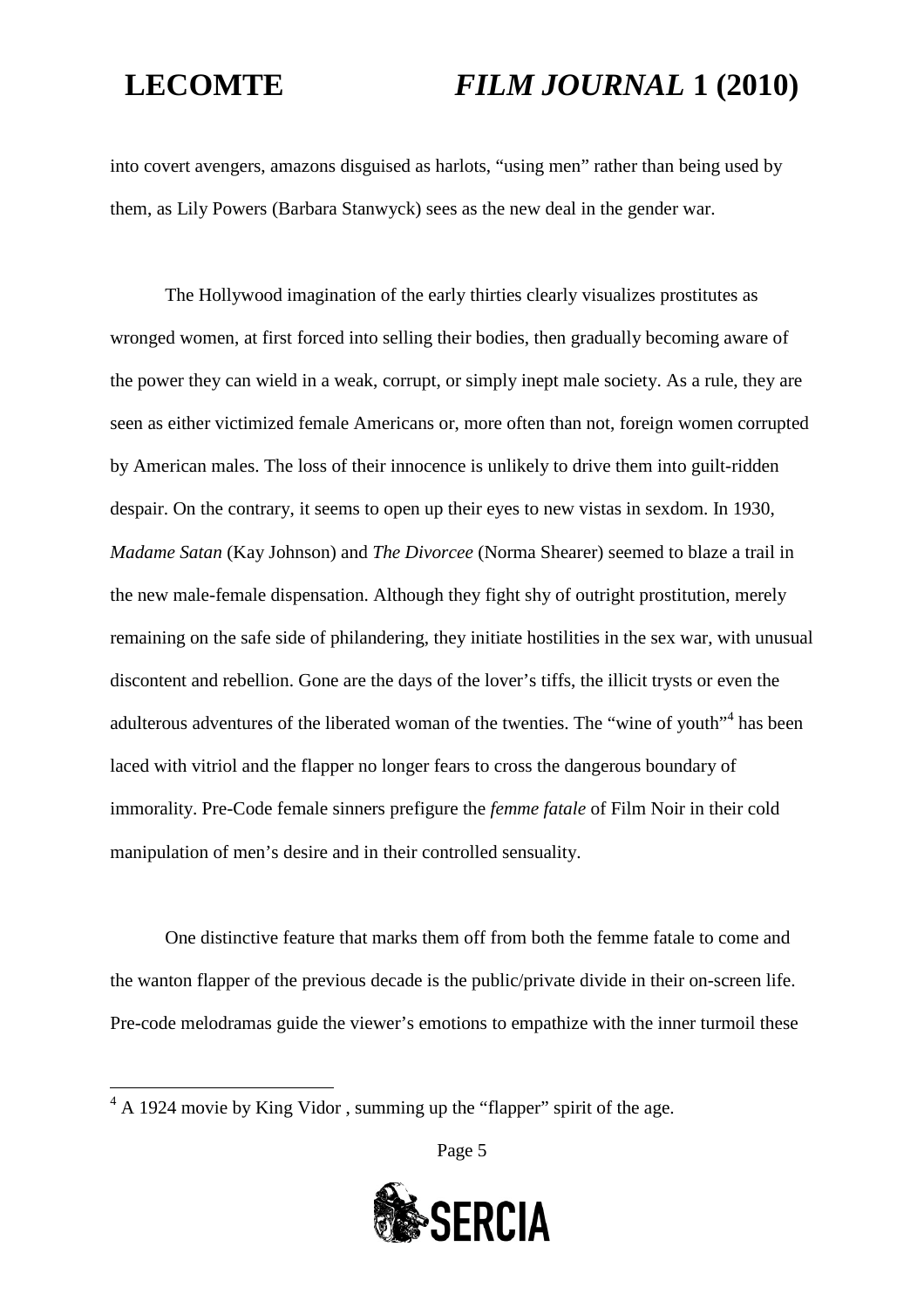into covert avengers, amazons disguised as harlots, "using men" rather than being used by them, as Lily Powers (Barbara Stanwyck) sees as the new deal in the gender war.

The Hollywood imagination of the early thirties clearly visualizes prostitutes as wronged women, at first forced into selling their bodies, then gradually becoming aware of the power they can wield in a weak, corrupt, or simply inept male society. As a rule, they are seen as either victimized female Americans or, more often than not, foreign women corrupted by American males. The loss of their innocence is unlikely to drive them into guilt-ridden despair. On the contrary, it seems to open up their eyes to new vistas in sexdom. In 1930, *Madame Satan* (Kay Johnson) and *The Divorcee* (Norma Shearer) seemed to blaze a trail in the new male-female dispensation. Although they fight shy of outright prostitution, merely remaining on the safe side of philandering, they initiate hostilities in the sex war, with unusual discontent and rebellion. Gone are the days of the lover's tiffs, the illicit trysts or even the adulterous adventures of the liberated woman of the twenties. The "wine of youth"[4] has been laced with vitriol and the flapper no longer fears to cross the dangerous boundary of immorality. Pre-Code female sinners prefigure the *femme fatale* of Film Noir in their cold manipulation of men's desire and in their controlled sensuality.

One distinctive feature that marks them off from both the femme fatale to come and the wanton flapper of the previous decade is the public/private divide in their on-screen life. Pre-code melodramas guide the viewer's emotions to empathize with the inner turmoil these

---

[4] A 1924 movie by King Vidor , summing up the "flapper" spirit of the age.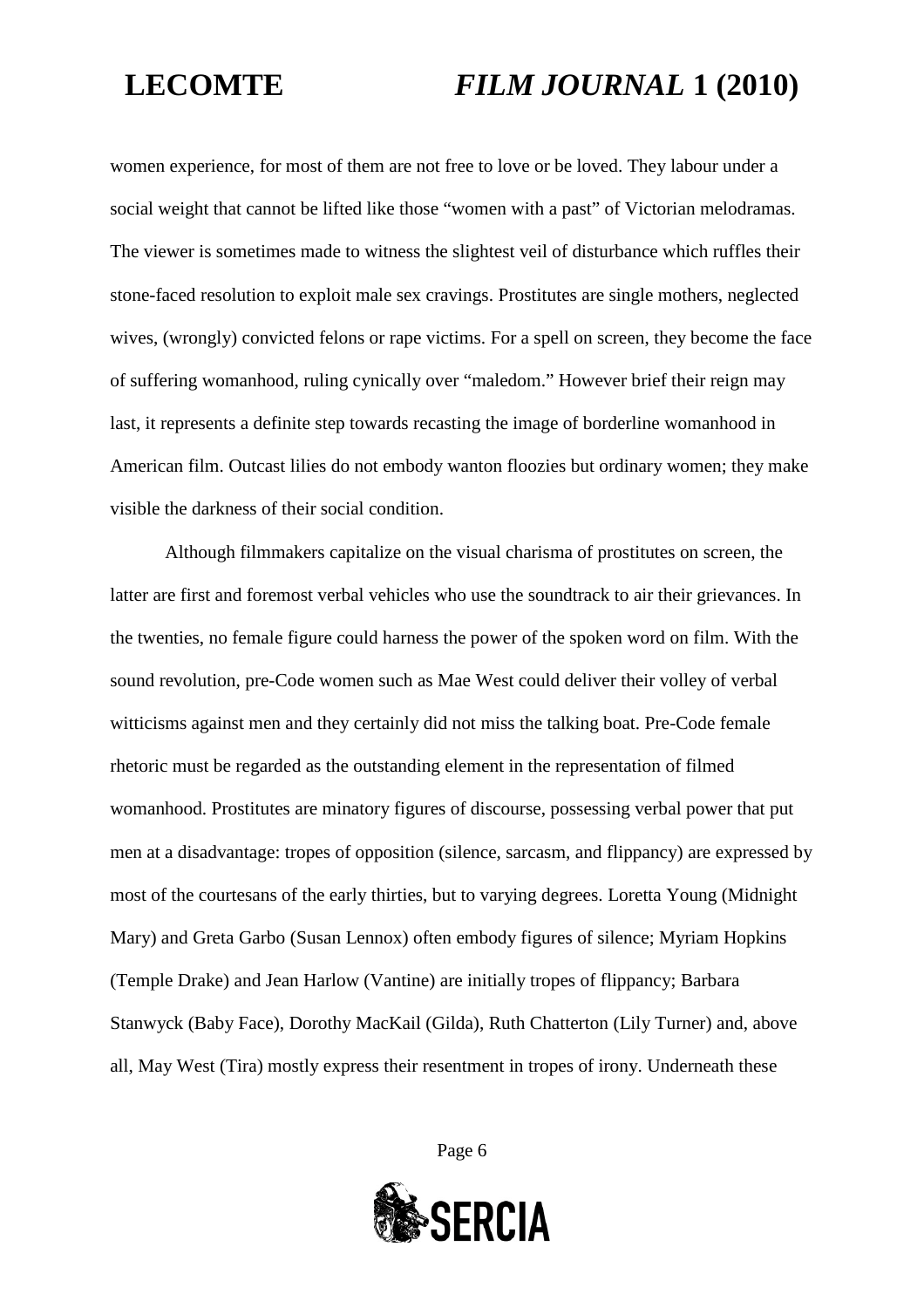women experience, for most of them are not free to love or be loved. They labour under a social weight that cannot be lifted like those "women with a past" of Victorian melodramas. The viewer is sometimes made to witness the slightest veil of disturbance which ruffles their stone-faced resolution to exploit male sex cravings. Prostitutes are single mothers, neglected wives, (wrongly) convicted felons or rape victims. For a spell on screen, they become the face of suffering womanhood, ruling cynically over "maledom." However brief their reign may last, it represents a definite step towards recasting the image of borderline womanhood in American film. Outcast lilies do not embody wanton floozies but ordinary women; they make visible the darkness of their social condition.

Although filmmakers capitalize on the visual charisma of prostitutes on screen, the latter are first and foremost verbal vehicles who use the soundtrack to air their grievances. In the twenties, no female figure could harness the power of the spoken word on film. With the sound revolution, pre-Code women such as Mae West could deliver their volley of verbal witticisms against men and they certainly did not miss the talking boat. Pre-Code female rhetoric must be regarded as the outstanding element in the representation of filmed womanhood. Prostitutes are minatory figures of discourse, possessing verbal power that put men at a disadvantage: tropes of opposition (silence, sarcasm, and flippancy) are expressed by most of the courtesans of the early thirties, but to varying degrees. Loretta Young (Midnight Mary) and Greta Garbo (Susan Lennox) often embody figures of silence; Myriam Hopkins (Temple Drake) and Jean Harlow (Vantine) are initially tropes of flippancy; Barbara Stanwyck (Baby Face), Dorothy MacKail (Gilda), Ruth Chatterton (Lily Turner) and, above all, May West (Tira) mostly express their resentment in tropes of irony. Underneath these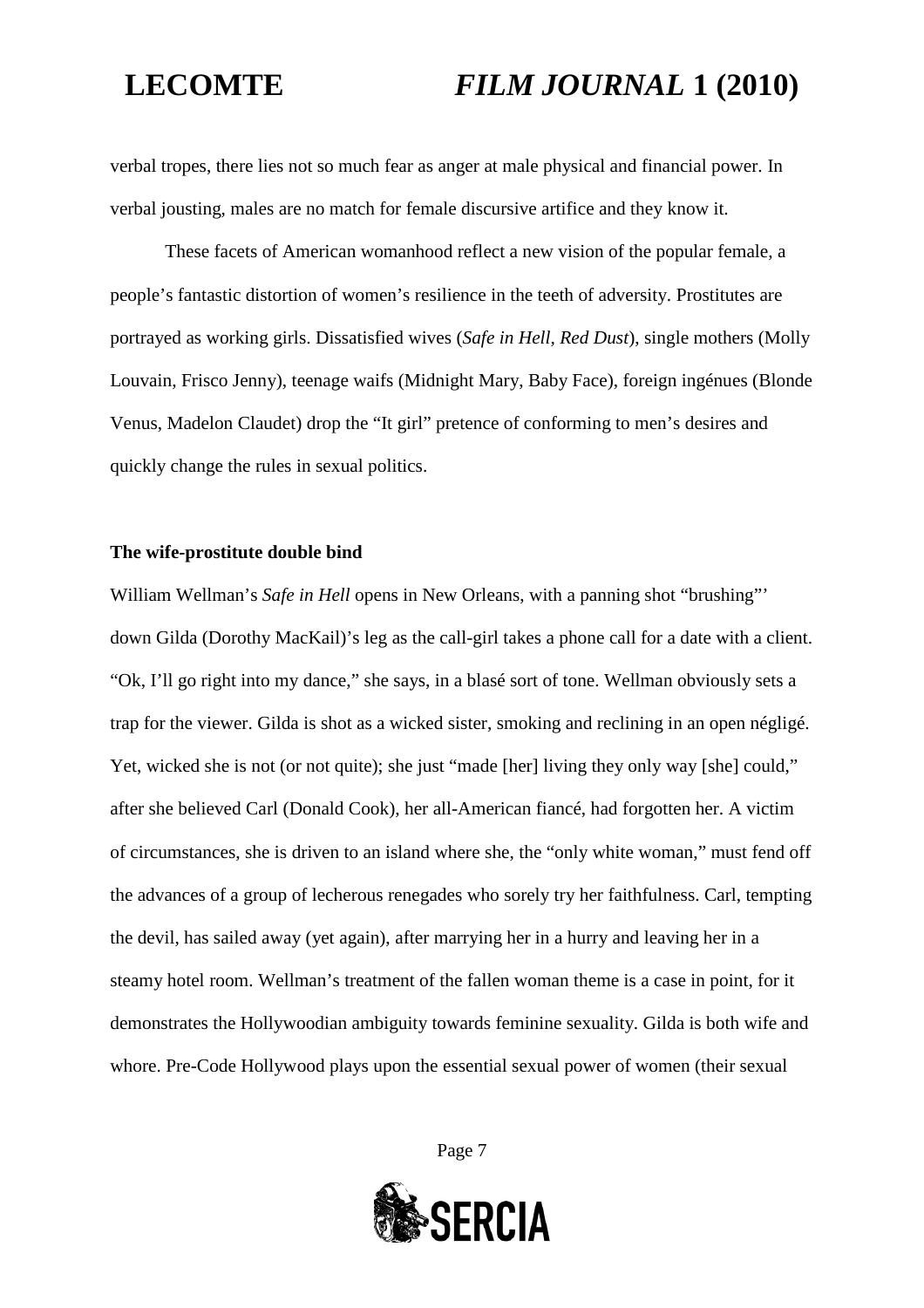verbal tropes, there lies not so much fear as anger at male physical and financial power. In verbal jousting, males are no match for female discursive artifice and they know it.

These facets of American womanhood reflect a new vision of the popular female, a people's fantastic distortion of women's resilience in the teeth of adversity. Prostitutes are portrayed as working girls. Dissatisfied wives (*Safe in Hell*, *Red Dust*), single mothers (Molly Louvain, Frisco Jenny), teenage waifs (Midnight Mary, Baby Face), foreign ingénues (Blonde Venus, Madelon Claudet) drop the "It girl" pretence of conforming to men's desires and quickly change the rules in sexual politics.

**The wife-prostitute double bind**

William Wellman's *Safe in Hell* opens in New Orleans, with a panning shot "brushing"' down Gilda (Dorothy MacKail)'s leg as the call-girl takes a phone call for a date with a client. "Ok, I'll go right into my dance," she says, in a blasé sort of tone. Wellman obviously sets a trap for the viewer. Gilda is shot as a wicked sister, smoking and reclining in an open négligé. Yet, wicked she is not (or not quite); she just "made [her] living they only way [she] could," after she believed Carl (Donald Cook), her all-American fiancé, had forgotten her. A victim of circumstances, she is driven to an island where she, the "only white woman," must fend off the advances of a group of lecherous renegades who sorely try her faithfulness. Carl, tempting the devil, has sailed away (yet again), after marrying her in a hurry and leaving her in a steamy hotel room. Wellman's treatment of the fallen woman theme is a case in point, for it demonstrates the Hollywoodian ambiguity towards feminine sexuality. Gilda is both wife and whore. Pre-Code Hollywood plays upon the essential sexual power of women (their sexual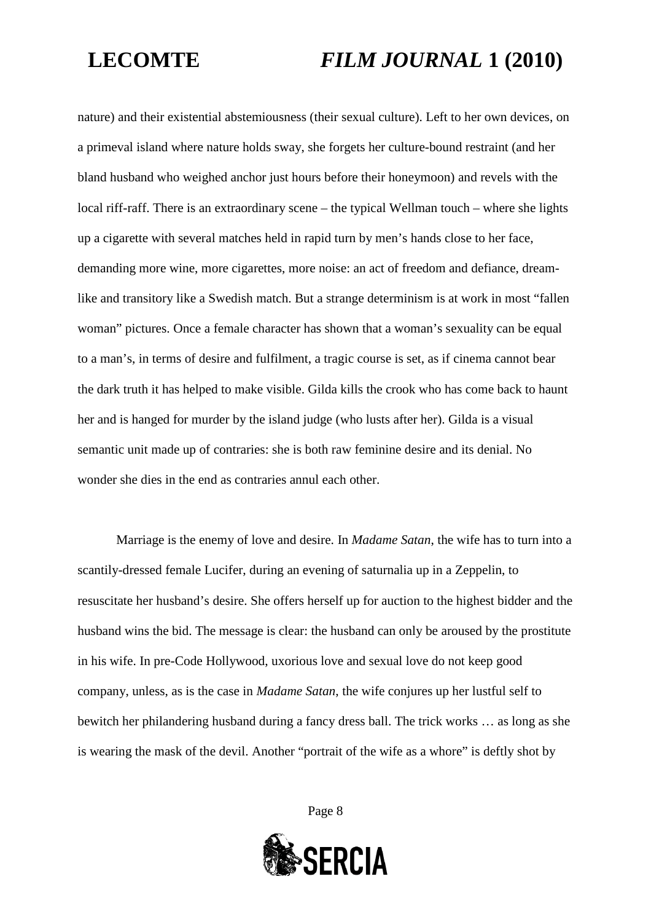nature) and their existential abstemiousness (their sexual culture). Left to her own devices, on a primeval island where nature holds sway, she forgets her culture-bound restraint (and her bland husband who weighed anchor just hours before their honeymoon) and revels with the local riff-raff. There is an extraordinary scene – the typical Wellman touch – where she lights up a cigarette with several matches held in rapid turn by men's hands close to her face, demanding more wine, more cigarettes, more noise: an act of freedom and defiance, dream-like and transitory like a Swedish match. But a strange determinism is at work in most "fallen woman" pictures. Once a female character has shown that a woman's sexuality can be equal to a man's, in terms of desire and fulfilment, a tragic course is set, as if cinema cannot bear the dark truth it has helped to make visible. Gilda kills the crook who has come back to haunt her and is hanged for murder by the island judge (who lusts after her). Gilda is a visual semantic unit made up of contraries: she is both raw feminine desire and its denial. No wonder she dies in the end as contraries annul each other.

Marriage is the enemy of love and desire. In *Madame Satan*, the wife has to turn into a scantily-dressed female Lucifer, during an evening of saturnalia up in a Zeppelin, to resuscitate her husband's desire. She offers herself up for auction to the highest bidder and the husband wins the bid. The message is clear: the husband can only be aroused by the prostitute in his wife. In pre-Code Hollywood, uxorious love and sexual love do not keep good company, unless, as is the case in *Madame Satan*, the wife conjures up her lustful self to bewitch her philandering husband during a fancy dress ball. The trick works … as long as she is wearing the mask of the devil. Another "portrait of the wife as a whore" is deftly shot by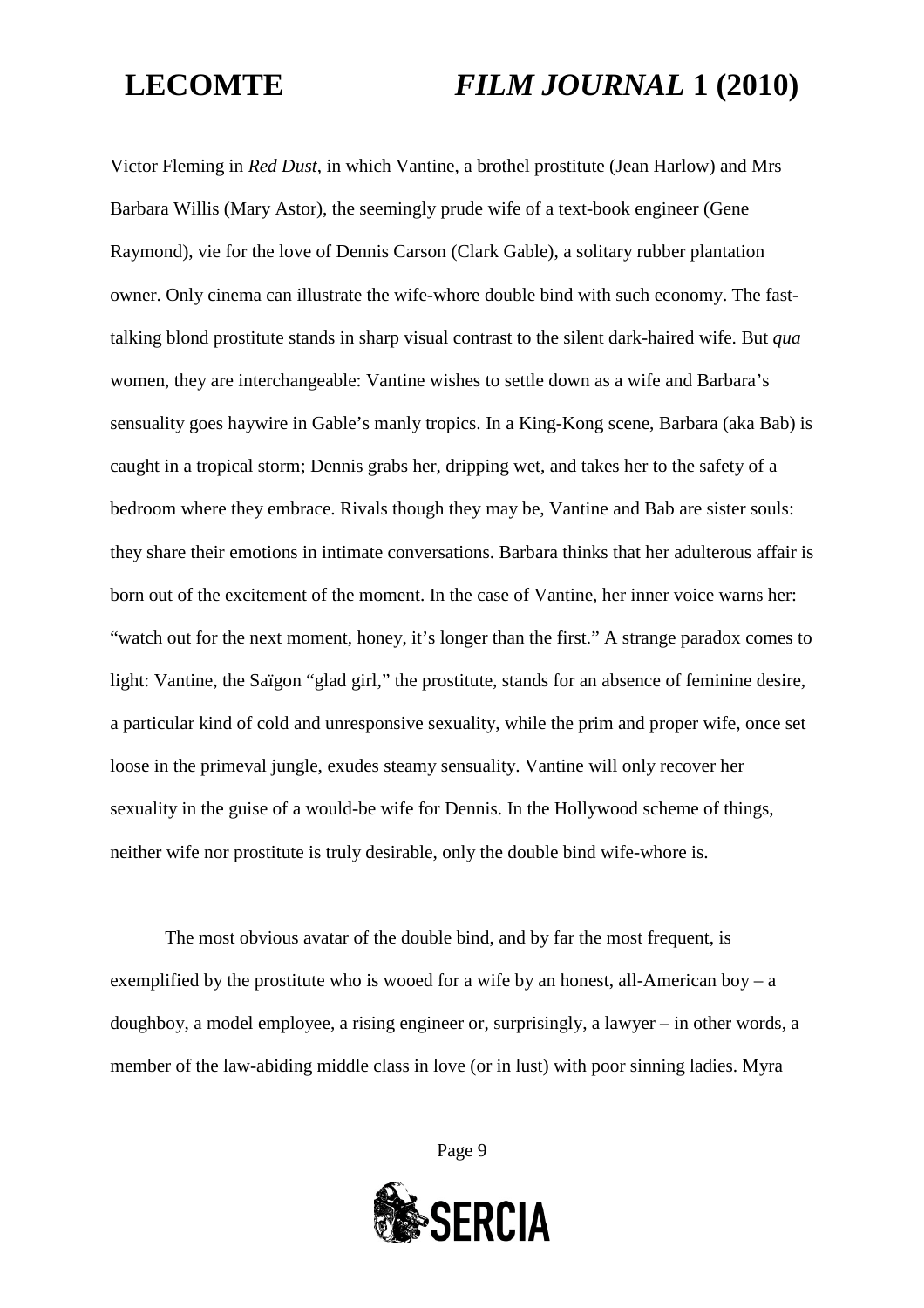Victor Fleming in *Red Dust*, in which Vantine, a brothel prostitute (Jean Harlow) and Mrs Barbara Willis (Mary Astor), the seemingly prude wife of a text-book engineer (Gene Raymond), vie for the love of Dennis Carson (Clark Gable), a solitary rubber plantation owner. Only cinema can illustrate the wife-whore double bind with such economy. The fast-talking blond prostitute stands in sharp visual contrast to the silent dark-haired wife. But *qua* women, they are interchangeable: Vantine wishes to settle down as a wife and Barbara's sensuality goes haywire in Gable's manly tropics. In a King-Kong scene, Barbara (aka Bab) is caught in a tropical storm; Dennis grabs her, dripping wet, and takes her to the safety of a bedroom where they embrace. Rivals though they may be, Vantine and Bab are sister souls: they share their emotions in intimate conversations. Barbara thinks that her adulterous affair is born out of the excitement of the moment. In the case of Vantine, her inner voice warns her: "watch out for the next moment, honey, it's longer than the first." A strange paradox comes to light: Vantine, the Saïgon "glad girl," the prostitute, stands for an absence of feminine desire, a particular kind of cold and unresponsive sexuality, while the prim and proper wife, once set loose in the primeval jungle, exudes steamy sensuality. Vantine will only recover her sexuality in the guise of a would-be wife for Dennis. In the Hollywood scheme of things, neither wife nor prostitute is truly desirable, only the double bind wife-whore is.

The most obvious avatar of the double bind, and by far the most frequent, is exemplified by the prostitute who is wooed for a wife by an honest, all-American boy – a doughboy, a model employee, a rising engineer or, surprisingly, a lawyer – in other words, a member of the law-abiding middle class in love (or in lust) with poor sinning ladies. Myra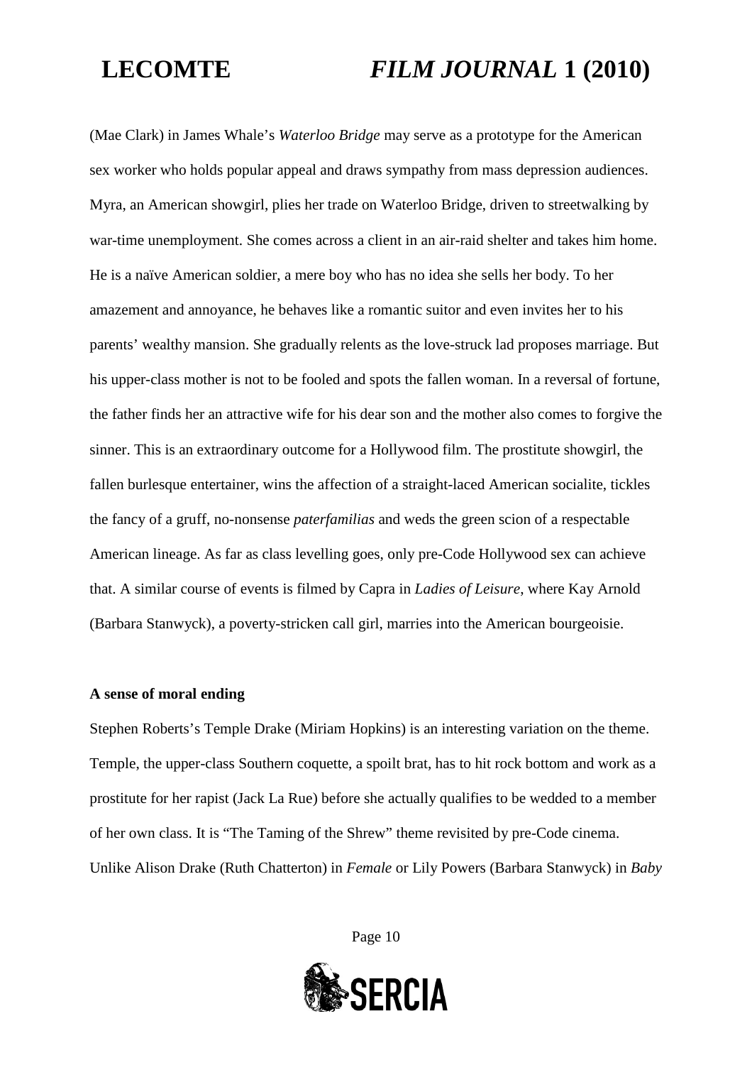(Mae Clark) in James Whale's *Waterloo Bridge* may serve as a prototype for the American sex worker who holds popular appeal and draws sympathy from mass depression audiences. Myra, an American showgirl, plies her trade on Waterloo Bridge, driven to streetwalking by war-time unemployment. She comes across a client in an air-raid shelter and takes him home. He is a naïve American soldier, a mere boy who has no idea she sells her body. To her amazement and annoyance, he behaves like a romantic suitor and even invites her to his parents' wealthy mansion. She gradually relents as the love-struck lad proposes marriage. But his upper-class mother is not to be fooled and spots the fallen woman. In a reversal of fortune, the father finds her an attractive wife for his dear son and the mother also comes to forgive the sinner. This is an extraordinary outcome for a Hollywood film. The prostitute showgirl, the fallen burlesque entertainer, wins the affection of a straight-laced American socialite, tickles the fancy of a gruff, no-nonsense *paterfamilias* and weds the green scion of a respectable American lineage. As far as class levelling goes, only pre-Code Hollywood sex can achieve that. A similar course of events is filmed by Capra in *Ladies of Leisure*, where Kay Arnold (Barbara Stanwyck), a poverty-stricken call girl, marries into the American bourgeoisie.

**A sense of moral ending**

Stephen Roberts's Temple Drake (Miriam Hopkins) is an interesting variation on the theme. Temple, the upper-class Southern coquette, a spoilt brat, has to hit rock bottom and work as a prostitute for her rapist (Jack La Rue) before she actually qualifies to be wedded to a member of her own class. It is "The Taming of the Shrew" theme revisited by pre-Code cinema. Unlike Alison Drake (Ruth Chatterton) in *Female* or Lily Powers (Barbara Stanwyck) in *Baby*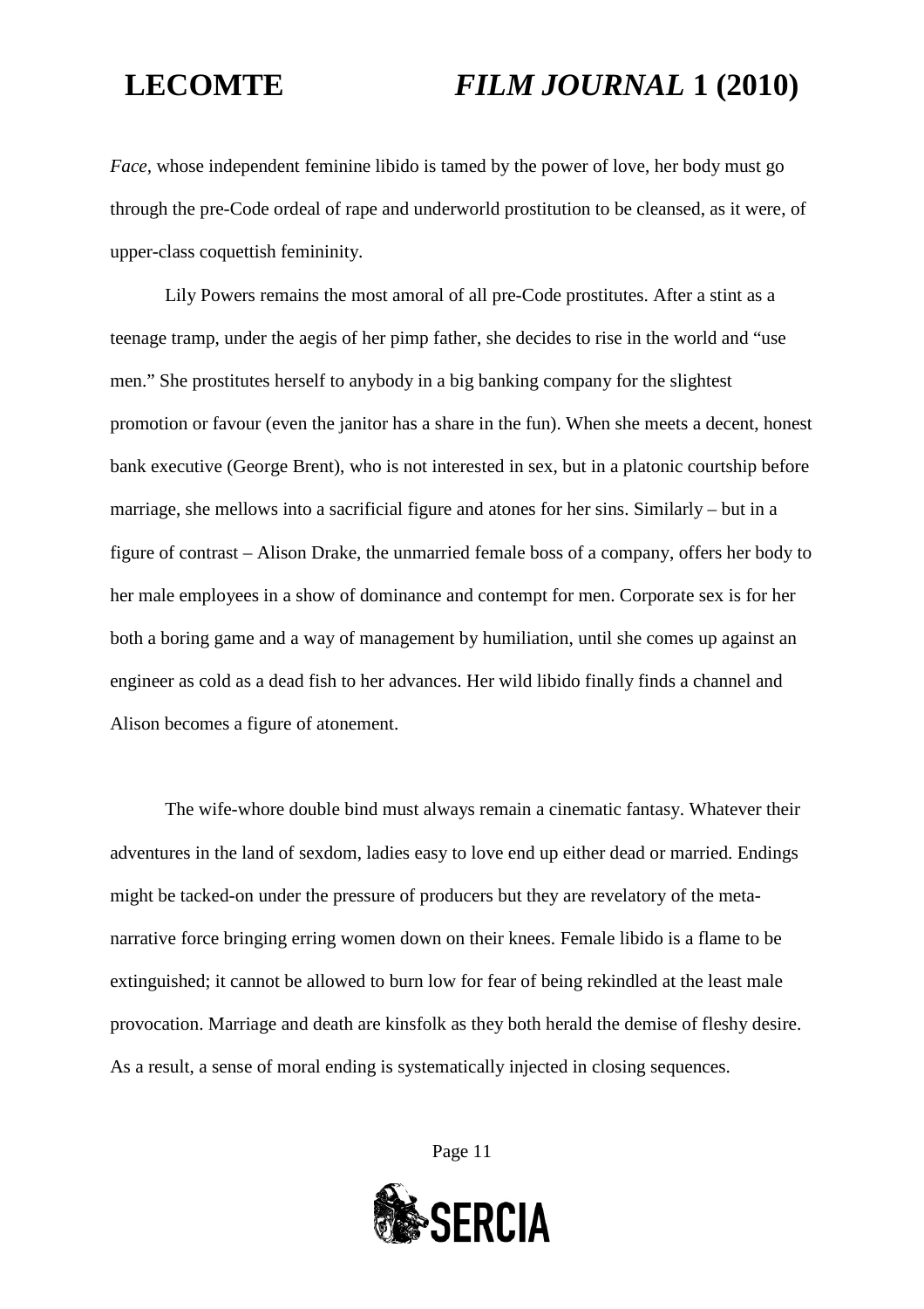*Face*, whose independent feminine libido is tamed by the power of love, her body must go through the pre-Code ordeal of rape and underworld prostitution to be cleansed, as it were, of upper-class coquettish femininity.

Lily Powers remains the most amoral of all pre-Code prostitutes. After a stint as a teenage tramp, under the aegis of her pimp father, she decides to rise in the world and "use men." She prostitutes herself to anybody in a big banking company for the slightest promotion or favour (even the janitor has a share in the fun). When she meets a decent, honest bank executive (George Brent), who is not interested in sex, but in a platonic courtship before marriage, she mellows into a sacrificial figure and atones for her sins. Similarly – but in a figure of contrast – Alison Drake, the unmarried female boss of a company, offers her body to her male employees in a show of dominance and contempt for men. Corporate sex is for her both a boring game and a way of management by humiliation, until she comes up against an engineer as cold as a dead fish to her advances. Her wild libido finally finds a channel and Alison becomes a figure of atonement.

The wife-whore double bind must always remain a cinematic fantasy. Whatever their adventures in the land of sexdom, ladies easy to love end up either dead or married. Endings might be tacked-on under the pressure of producers but they are revelatory of the meta-narrative force bringing erring women down on their knees. Female libido is a flame to be extinguished; it cannot be allowed to burn low for fear of being rekindled at the least male provocation. Marriage and death are kinsfolk as they both herald the demise of fleshy desire. As a result, a sense of moral ending is systematically injected in closing sequences.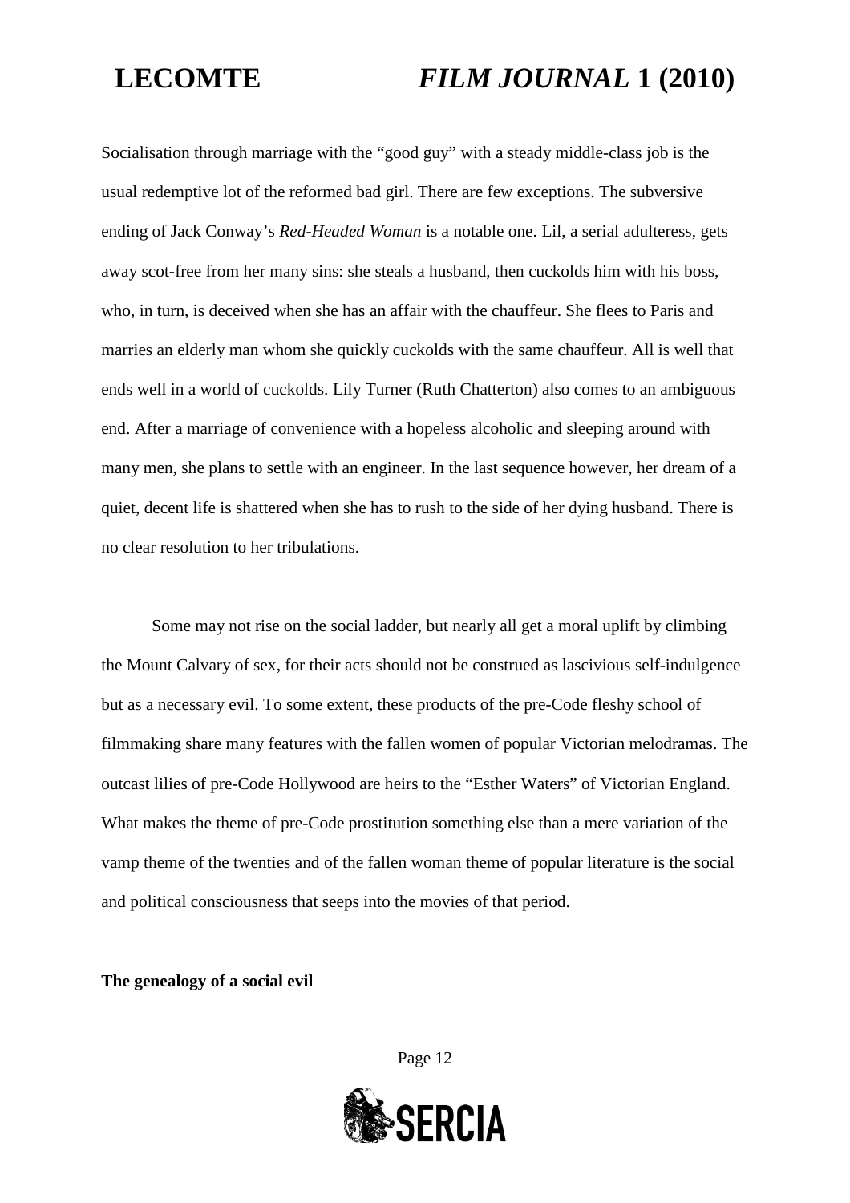Socialisation through marriage with the "good guy" with a steady middle-class job is the usual redemptive lot of the reformed bad girl. There are few exceptions. The subversive ending of Jack Conway's *Red-Headed Woman* is a notable one. Lil, a serial adulteress, gets away scot-free from her many sins: she steals a husband, then cuckolds him with his boss, who, in turn, is deceived when she has an affair with the chauffeur. She flees to Paris and marries an elderly man whom she quickly cuckolds with the same chauffeur. All is well that ends well in a world of cuckolds. Lily Turner (Ruth Chatterton) also comes to an ambiguous end. After a marriage of convenience with a hopeless alcoholic and sleeping around with many men, she plans to settle with an engineer. In the last sequence however, her dream of a quiet, decent life is shattered when she has to rush to the side of her dying husband. There is no clear resolution to her tribulations.

Some may not rise on the social ladder, but nearly all get a moral uplift by climbing the Mount Calvary of sex, for their acts should not be construed as lascivious self-indulgence but as a necessary evil. To some extent, these products of the pre-Code fleshy school of filmmaking share many features with the fallen women of popular Victorian melodramas. The outcast lilies of pre-Code Hollywood are heirs to the "Esther Waters" of Victorian England. What makes the theme of pre-Code prostitution something else than a mere variation of the vamp theme of the twenties and of the fallen woman theme of popular literature is the social and political consciousness that seeps into the movies of that period.

**The genealogy of a social evil**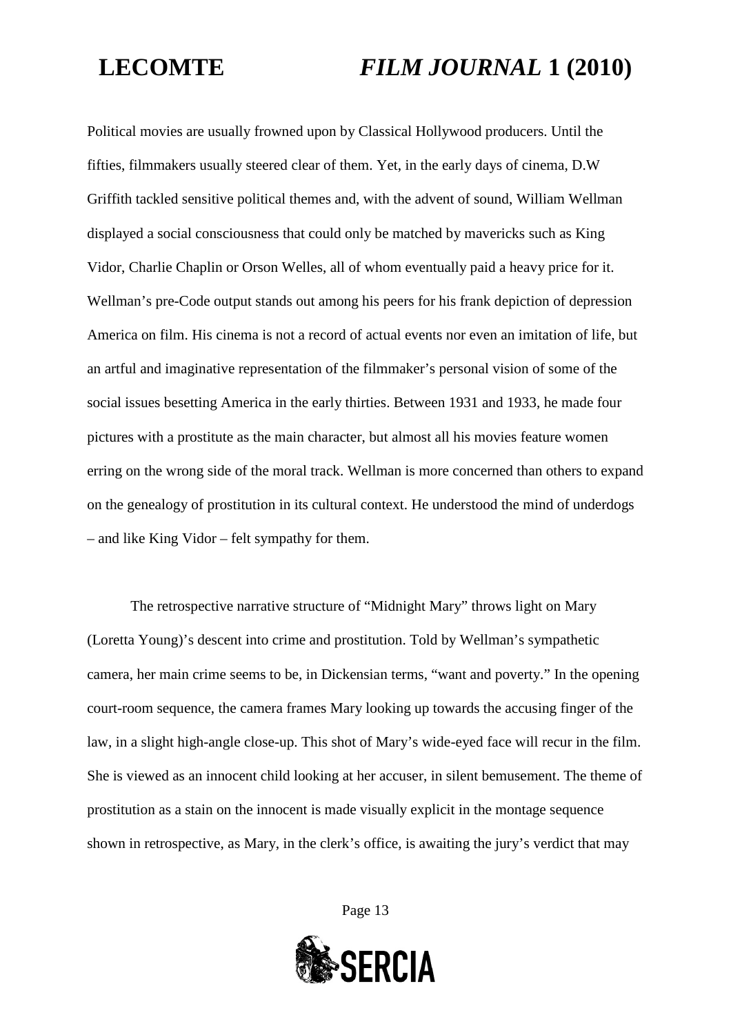Political movies are usually frowned upon by Classical Hollywood producers. Until the fifties, filmmakers usually steered clear of them. Yet, in the early days of cinema, D.W Griffith tackled sensitive political themes and, with the advent of sound, William Wellman displayed a social consciousness that could only be matched by mavericks such as King Vidor, Charlie Chaplin or Orson Welles, all of whom eventually paid a heavy price for it. Wellman's pre-Code output stands out among his peers for his frank depiction of depression America on film. His cinema is not a record of actual events nor even an imitation of life, but an artful and imaginative representation of the filmmaker's personal vision of some of the social issues besetting America in the early thirties. Between 1931 and 1933, he made four pictures with a prostitute as the main character, but almost all his movies feature women erring on the wrong side of the moral track. Wellman is more concerned than others to expand on the genealogy of prostitution in its cultural context. He understood the mind of underdogs – and like King Vidor – felt sympathy for them.

The retrospective narrative structure of "Midnight Mary" throws light on Mary (Loretta Young)'s descent into crime and prostitution. Told by Wellman's sympathetic camera, her main crime seems to be, in Dickensian terms, "want and poverty." In the opening court-room sequence, the camera frames Mary looking up towards the accusing finger of the law, in a slight high-angle close-up. This shot of Mary's wide-eyed face will recur in the film. She is viewed as an innocent child looking at her accuser, in silent bemusement. The theme of prostitution as a stain on the innocent is made visually explicit in the montage sequence shown in retrospective, as Mary, in the clerk's office, is awaiting the jury's verdict that may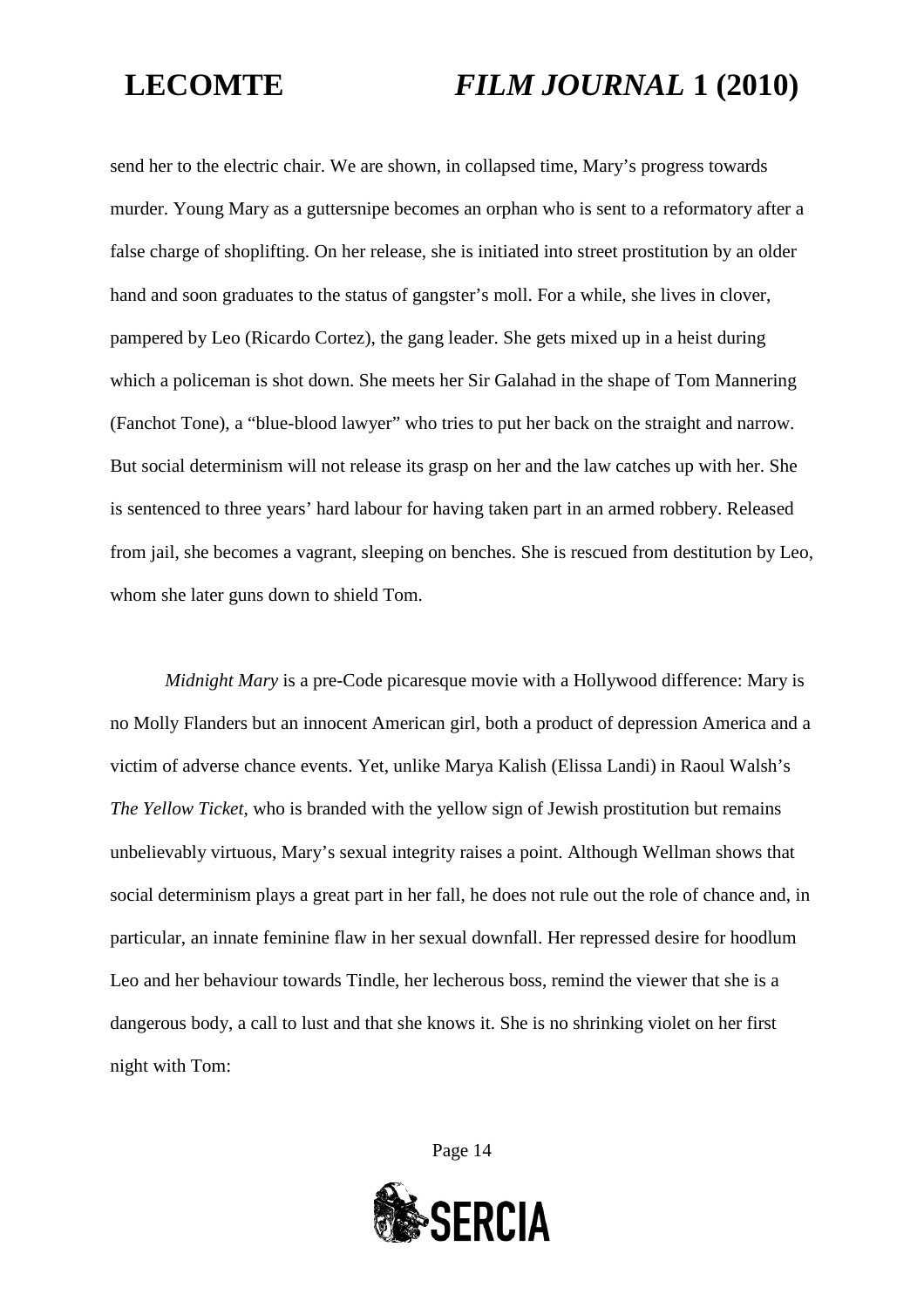send her to the electric chair. We are shown, in collapsed time, Mary's progress towards murder. Young Mary as a guttersnipe becomes an orphan who is sent to a reformatory after a false charge of shoplifting. On her release, she is initiated into street prostitution by an older hand and soon graduates to the status of gangster's moll. For a while, she lives in clover, pampered by Leo (Ricardo Cortez), the gang leader. She gets mixed up in a heist during which a policeman is shot down. She meets her Sir Galahad in the shape of Tom Mannering (Fanchot Tone), a "blue-blood lawyer" who tries to put her back on the straight and narrow. But social determinism will not release its grasp on her and the law catches up with her. She is sentenced to three years' hard labour for having taken part in an armed robbery. Released from jail, she becomes a vagrant, sleeping on benches. She is rescued from destitution by Leo, whom she later guns down to shield Tom.

*Midnight Mary* is a pre-Code picaresque movie with a Hollywood difference: Mary is no Molly Flanders but an innocent American girl, both a product of depression America and a victim of adverse chance events. Yet, unlike Marya Kalish (Elissa Landi) in Raoul Walsh's *The Yellow Ticket*, who is branded with the yellow sign of Jewish prostitution but remains unbelievably virtuous, Mary's sexual integrity raises a point. Although Wellman shows that social determinism plays a great part in her fall, he does not rule out the role of chance and, in particular, an innate feminine flaw in her sexual downfall. Her repressed desire for hoodlum Leo and her behaviour towards Tindle, her lecherous boss, remind the viewer that she is a dangerous body, a call to lust and that she knows it. She is no shrinking violet on her first night with Tom: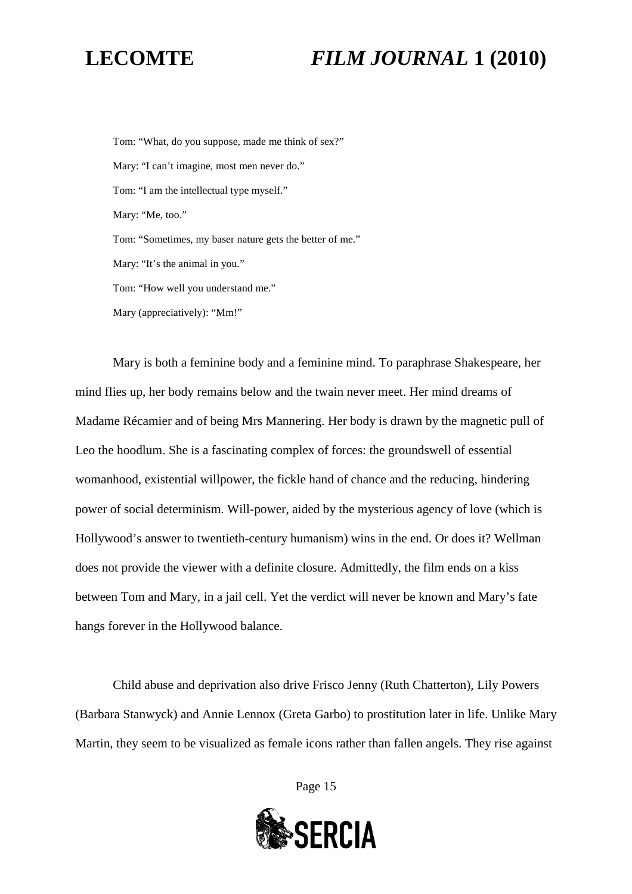Tom: "What, do you suppose, made me think of sex?"

Mary: "I can't imagine, most men never do."

Tom: "I am the intellectual type myself."

Mary: "Me, too."

Tom: "Sometimes, my baser nature gets the better of me."

Mary: "It's the animal in you."

Tom: "How well you understand me."

Mary (appreciatively): "Mm!"

Mary is both a feminine body and a feminine mind. To paraphrase Shakespeare, her mind flies up, her body remains below and the twain never meet. Her mind dreams of Madame Récamier and of being Mrs Mannering. Her body is drawn by the magnetic pull of Leo the hoodlum. She is a fascinating complex of forces: the groundswell of essential womanhood, existential willpower, the fickle hand of chance and the reducing, hindering power of social determinism. Will-power, aided by the mysterious agency of love (which is Hollywood's answer to twentieth-century humanism) wins in the end. Or does it? Wellman does not provide the viewer with a definite closure. Admittedly, the film ends on a kiss between Tom and Mary, in a jail cell. Yet the verdict will never be known and Mary's fate hangs forever in the Hollywood balance.

Child abuse and deprivation also drive Frisco Jenny (Ruth Chatterton), Lily Powers (Barbara Stanwyck) and Annie Lennox (Greta Garbo) to prostitution later in life. Unlike Mary Martin, they seem to be visualized as female icons rather than fallen angels. They rise against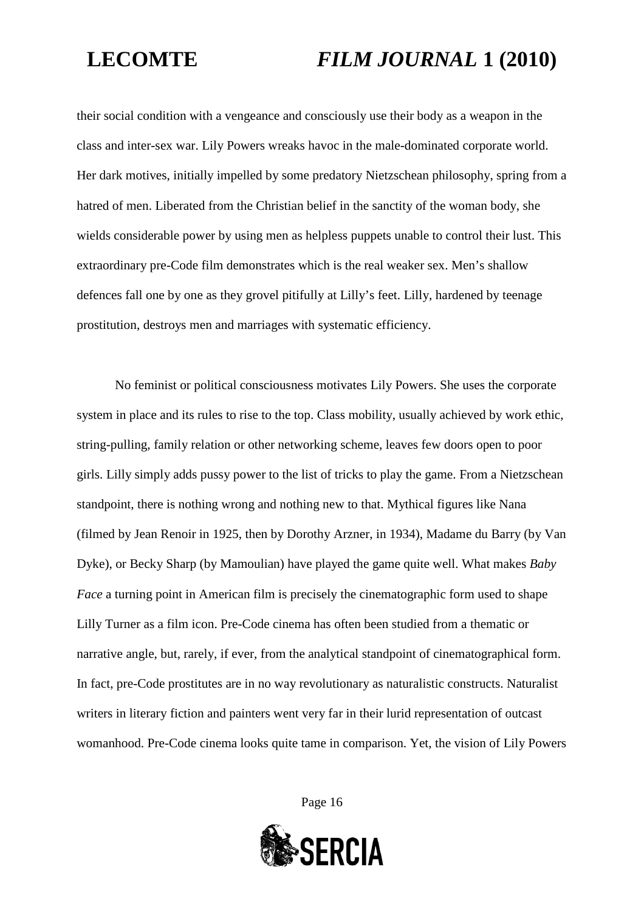their social condition with a vengeance and consciously use their body as a weapon in the class and inter-sex war. Lily Powers wreaks havoc in the male-dominated corporate world. Her dark motives, initially impelled by some predatory Nietzschean philosophy, spring from a hatred of men. Liberated from the Christian belief in the sanctity of the woman body, she wields considerable power by using men as helpless puppets unable to control their lust. This extraordinary pre-Code film demonstrates which is the real weaker sex. Men's shallow defences fall one by one as they grovel pitifully at Lilly's feet. Lilly, hardened by teenage prostitution, destroys men and marriages with systematic efficiency.

No feminist or political consciousness motivates Lily Powers. She uses the corporate system in place and its rules to rise to the top. Class mobility, usually achieved by work ethic, string-pulling, family relation or other networking scheme, leaves few doors open to poor girls. Lilly simply adds pussy power to the list of tricks to play the game. From a Nietzschean standpoint, there is nothing wrong and nothing new to that. Mythical figures like Nana (filmed by Jean Renoir in 1925, then by Dorothy Arzner, in 1934), Madame du Barry (by Van Dyke), or Becky Sharp (by Mamoulian) have played the game quite well. What makes *Baby Face* a turning point in American film is precisely the cinematographic form used to shape Lilly Turner as a film icon. Pre-Code cinema has often been studied from a thematic or narrative angle, but, rarely, if ever, from the analytical standpoint of cinematographical form. In fact, pre-Code prostitutes are in no way revolutionary as naturalistic constructs. Naturalist writers in literary fiction and painters went very far in their lurid representation of outcast womanhood. Pre-Code cinema looks quite tame in comparison. Yet, the vision of Lily Powers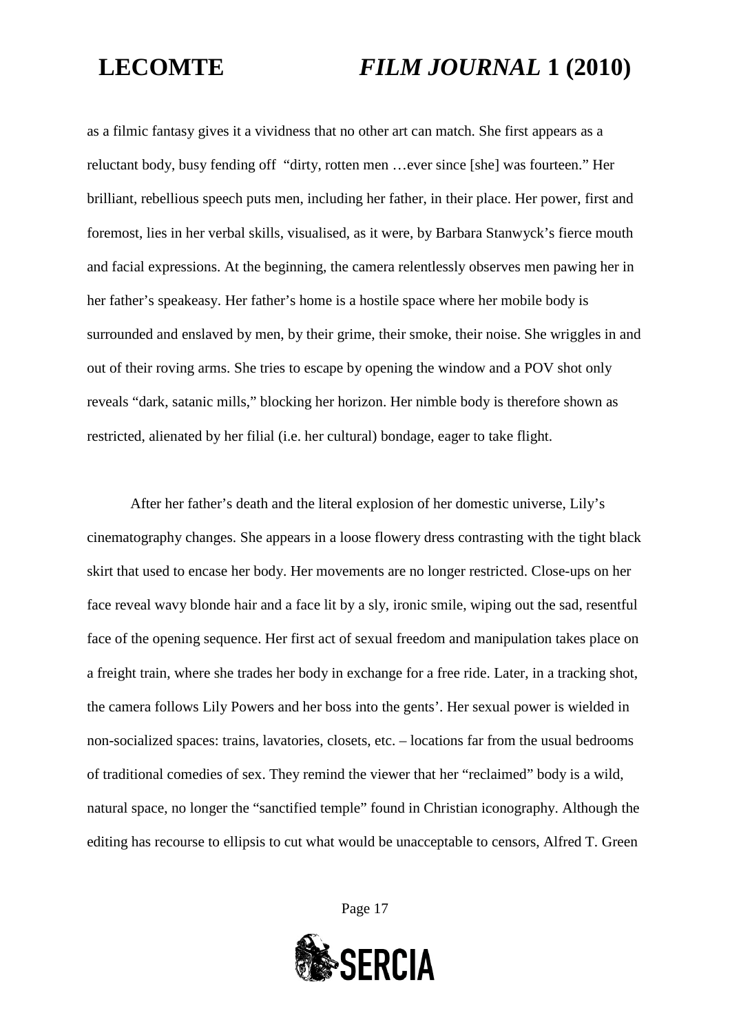as a filmic fantasy gives it a vividness that no other art can match. She first appears as a reluctant body, busy fending off "dirty, rotten men …ever since [she] was fourteen." Her brilliant, rebellious speech puts men, including her father, in their place. Her power, first and foremost, lies in her verbal skills, visualised, as it were, by Barbara Stanwyck's fierce mouth and facial expressions. At the beginning, the camera relentlessly observes men pawing her in her father's speakeasy. Her father's home is a hostile space where her mobile body is surrounded and enslaved by men, by their grime, their smoke, their noise. She wriggles in and out of their roving arms. She tries to escape by opening the window and a POV shot only reveals "dark, satanic mills," blocking her horizon. Her nimble body is therefore shown as restricted, alienated by her filial (i.e. her cultural) bondage, eager to take flight.

After her father's death and the literal explosion of her domestic universe, Lily's cinematography changes. She appears in a loose flowery dress contrasting with the tight black skirt that used to encase her body. Her movements are no longer restricted. Close-ups on her face reveal wavy blonde hair and a face lit by a sly, ironic smile, wiping out the sad, resentful face of the opening sequence. Her first act of sexual freedom and manipulation takes place on a freight train, where she trades her body in exchange for a free ride. Later, in a tracking shot, the camera follows Lily Powers and her boss into the gents'. Her sexual power is wielded in non-socialized spaces: trains, lavatories, closets, etc. – locations far from the usual bedrooms of traditional comedies of sex. They remind the viewer that her "reclaimed" body is a wild, natural space, no longer the "sanctified temple" found in Christian iconography. Although the editing has recourse to ellipsis to cut what would be unacceptable to censors, Alfred T. Green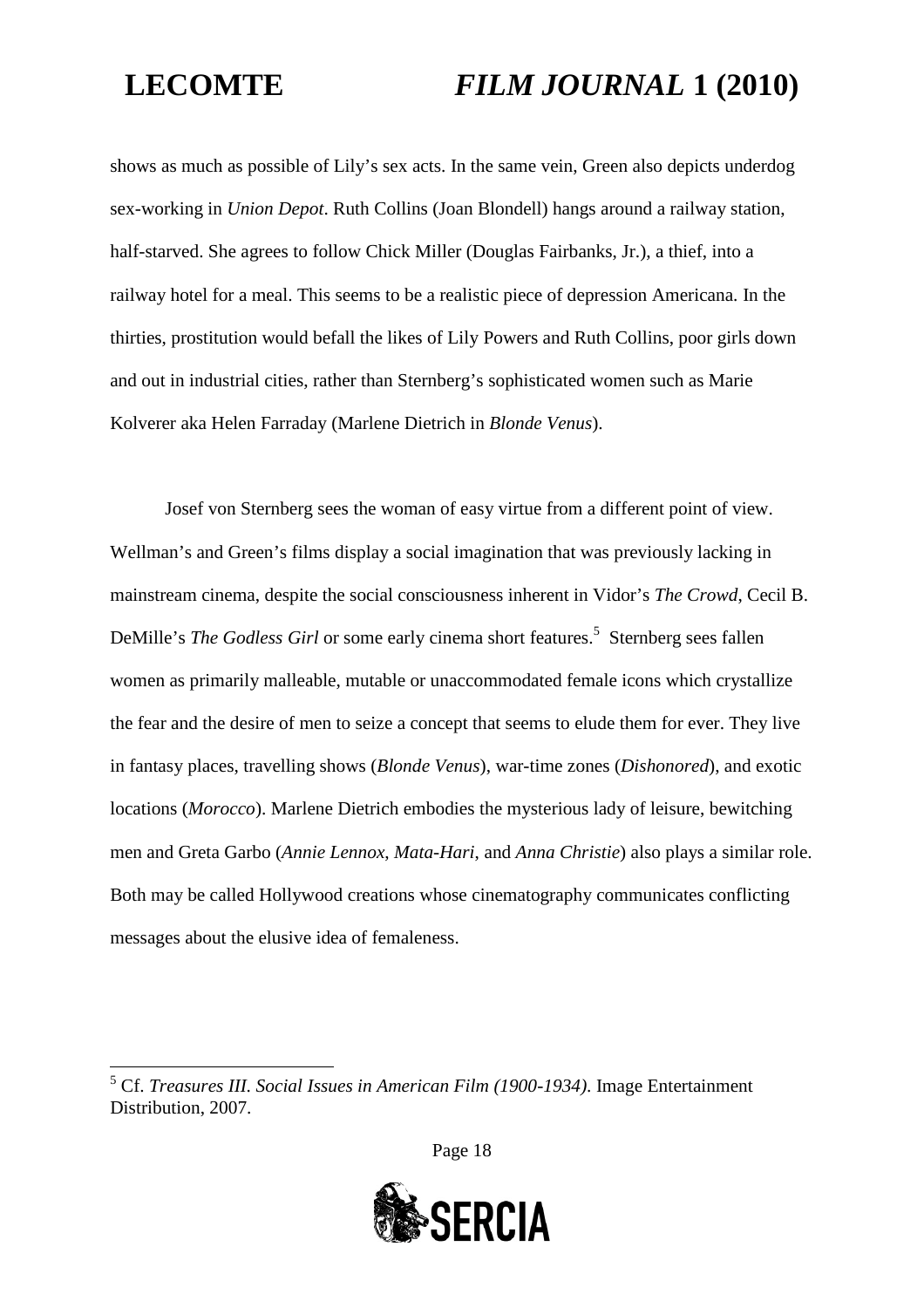shows as much as possible of Lily's sex acts. In the same vein, Green also depicts underdog sex-working in *Union Depot*. Ruth Collins (Joan Blondell) hangs around a railway station, half-starved. She agrees to follow Chick Miller (Douglas Fairbanks, Jr.), a thief, into a railway hotel for a meal. This seems to be a realistic piece of depression Americana. In the thirties, prostitution would befall the likes of Lily Powers and Ruth Collins, poor girls down and out in industrial cities, rather than Sternberg's sophisticated women such as Marie Kolverer aka Helen Farraday (Marlene Dietrich in *Blonde Venus*).

Josef von Sternberg sees the woman of easy virtue from a different point of view. Wellman's and Green's films display a social imagination that was previously lacking in mainstream cinema, despite the social consciousness inherent in Vidor's *The Crowd*, Cecil B. DeMille's *The Godless Girl* or some early cinema short features.[5] Sternberg sees fallen women as primarily malleable, mutable or unaccommodated female icons which crystallize the fear and the desire of men to seize a concept that seems to elude them for ever. They live in fantasy places, travelling shows (*Blonde Venus*), war-time zones (*Dishonored*), and exotic locations (*Morocco*). Marlene Dietrich embodies the mysterious lady of leisure, bewitching men and Greta Garbo (*Annie Lennox, Mata-Hari*, and *Anna Christie*) also plays a similar role. Both may be called Hollywood creations whose cinematography communicates conflicting messages about the elusive idea of femaleness.

---

[5] Cf. *Treasures III. Social Issues in American Film (1900-1934)*. Image Entertainment Distribution, 2007.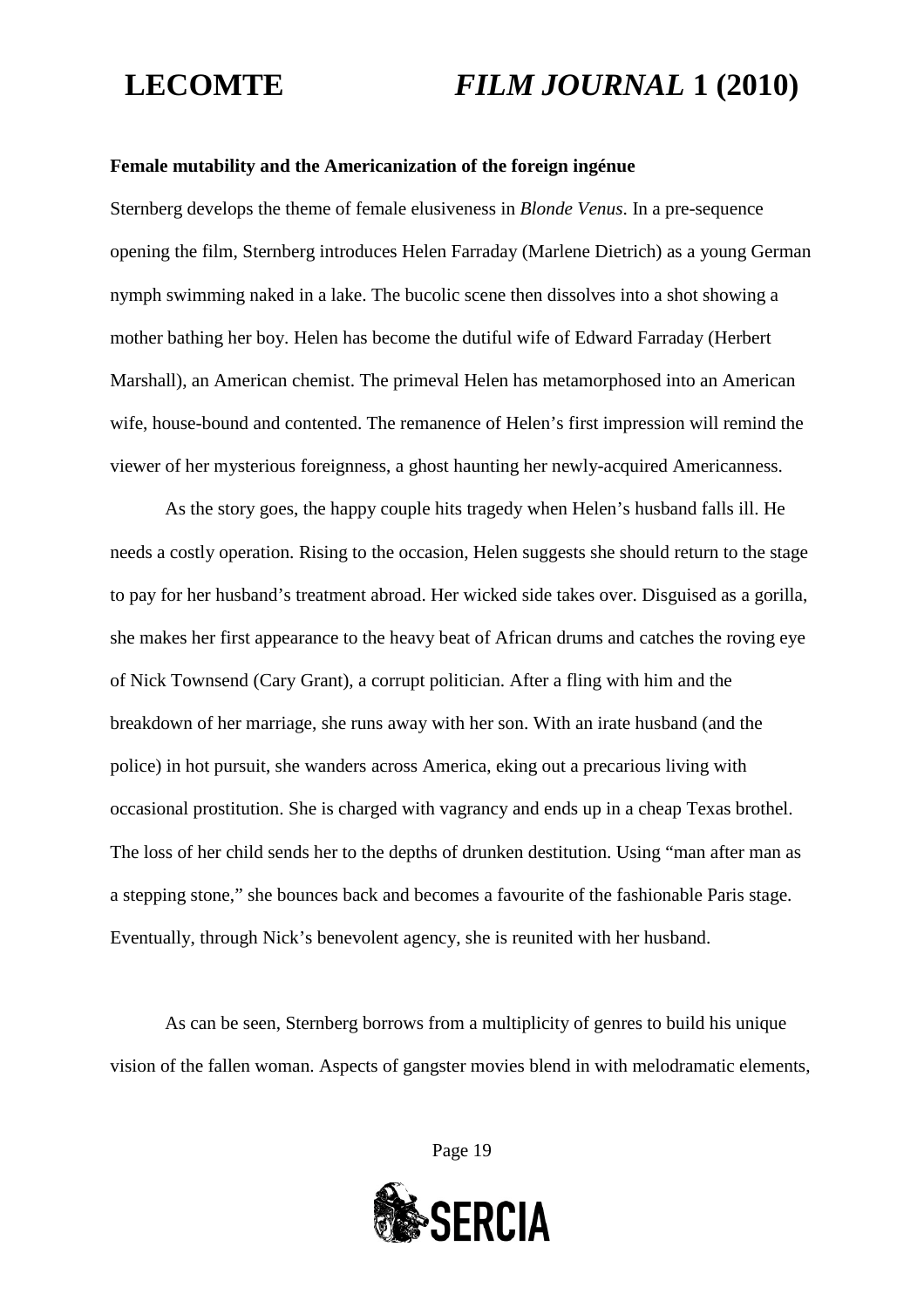**Female mutability and the Americanization of the foreign ingénue**

Sternberg develops the theme of female elusiveness in *Blonde Venus*. In a pre-sequence opening the film, Sternberg introduces Helen Farraday (Marlene Dietrich) as a young German nymph swimming naked in a lake. The bucolic scene then dissolves into a shot showing a mother bathing her boy. Helen has become the dutiful wife of Edward Farraday (Herbert Marshall), an American chemist. The primeval Helen has metamorphosed into an American wife, house-bound and contented. The remanence of Helen's first impression will remind the viewer of her mysterious foreignness, a ghost haunting her newly-acquired Americanness.

As the story goes, the happy couple hits tragedy when Helen's husband falls ill. He needs a costly operation. Rising to the occasion, Helen suggests she should return to the stage to pay for her husband's treatment abroad. Her wicked side takes over. Disguised as a gorilla, she makes her first appearance to the heavy beat of African drums and catches the roving eye of Nick Townsend (Cary Grant), a corrupt politician. After a fling with him and the breakdown of her marriage, she runs away with her son. With an irate husband (and the police) in hot pursuit, she wanders across America, eking out a precarious living with occasional prostitution. She is charged with vagrancy and ends up in a cheap Texas brothel. The loss of her child sends her to the depths of drunken destitution. Using "man after man as a stepping stone," she bounces back and becomes a favourite of the fashionable Paris stage. Eventually, through Nick's benevolent agency, she is reunited with her husband.

As can be seen, Sternberg borrows from a multiplicity of genres to build his unique vision of the fallen woman. Aspects of gangster movies blend in with melodramatic elements,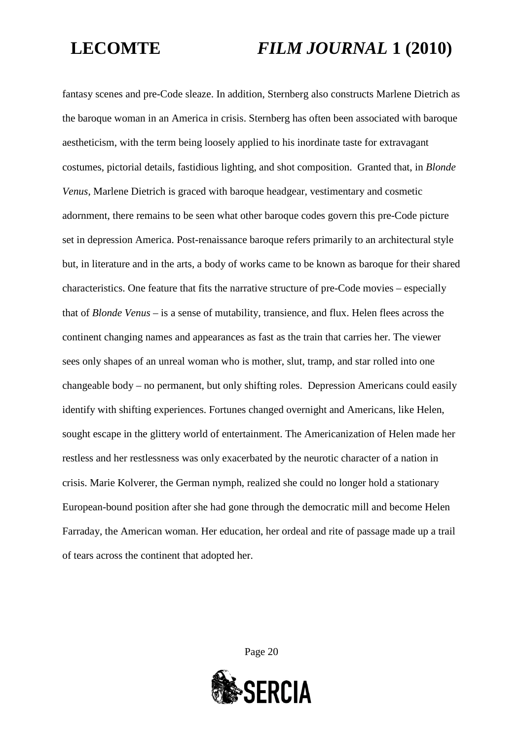fantasy scenes and pre-Code sleaze. In addition, Sternberg also constructs Marlene Dietrich as the baroque woman in an America in crisis. Sternberg has often been associated with baroque aestheticism, with the term being loosely applied to his inordinate taste for extravagant costumes, pictorial details, fastidious lighting, and shot composition. Granted that, in *Blonde Venus*, Marlene Dietrich is graced with baroque headgear, vestimentary and cosmetic adornment, there remains to be seen what other baroque codes govern this pre-Code picture set in depression America. Post-renaissance baroque refers primarily to an architectural style but, in literature and in the arts, a body of works came to be known as baroque for their shared characteristics. One feature that fits the narrative structure of pre-Code movies – especially that of *Blonde Venus* – is a sense of mutability, transience, and flux. Helen flees across the continent changing names and appearances as fast as the train that carries her. The viewer sees only shapes of an unreal woman who is mother, slut, tramp, and star rolled into one changeable body – no permanent, but only shifting roles. Depression Americans could easily identify with shifting experiences. Fortunes changed overnight and Americans, like Helen, sought escape in the glittery world of entertainment. The Americanization of Helen made her restless and her restlessness was only exacerbated by the neurotic character of a nation in crisis. Marie Kolverer, the German nymph, realized she could no longer hold a stationary European-bound position after she had gone through the democratic mill and become Helen Farraday, the American woman. Her education, her ordeal and rite of passage made up a trail of tears across the continent that adopted her.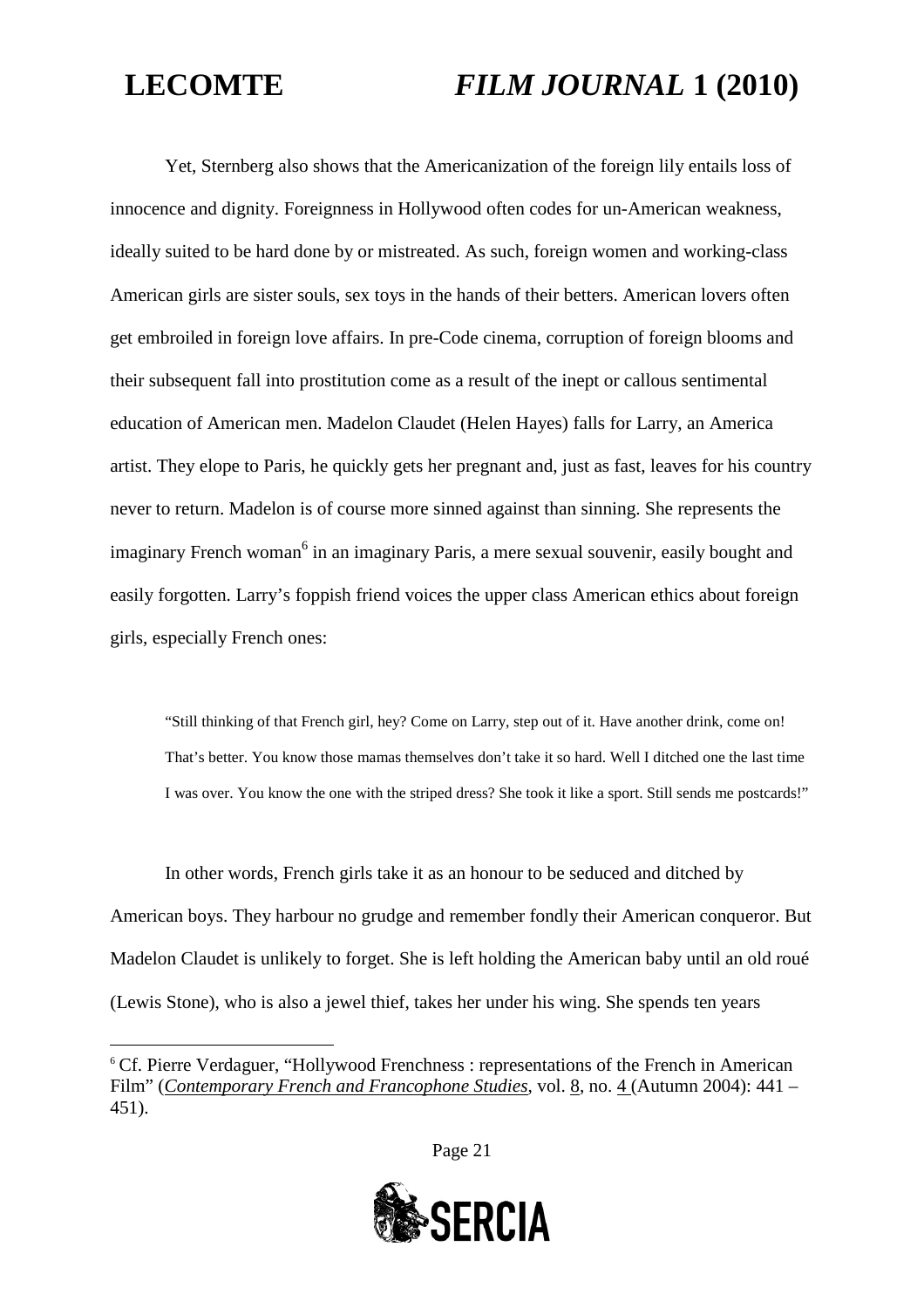Yet, Sternberg also shows that the Americanization of the foreign lily entails loss of innocence and dignity. Foreignness in Hollywood often codes for un-American weakness, ideally suited to be hard done by or mistreated. As such, foreign women and working-class American girls are sister souls, sex toys in the hands of their betters. American lovers often get embroiled in foreign love affairs. In pre-Code cinema, corruption of foreign blooms and their subsequent fall into prostitution come as a result of the inept or callous sentimental education of American men. Madelon Claudet (Helen Hayes) falls for Larry, an America artist. They elope to Paris, he quickly gets her pregnant and, just as fast, leaves for his country never to return. Madelon is of course more sinned against than sinning. She represents the imaginary French woman[6] in an imaginary Paris, a mere sexual souvenir, easily bought and easily forgotten. Larry's foppish friend voices the upper class American ethics about foreign girls, especially French ones:

> "Still thinking of that French girl, hey? Come on Larry, step out of it. Have another drink, come on! That's better. You know those mamas themselves don't take it so hard. Well I ditched one the last time I was over. You know the one with the striped dress? She took it like a sport. Still sends me postcards!"

In other words, French girls take it as an honour to be seduced and ditched by American boys. They harbour no grudge and remember fondly their American conqueror. But Madelon Claudet is unlikely to forget. She is left holding the American baby until an old roué (Lewis Stone), who is also a jewel thief, takes her under his wing. She spends ten years

---

[6] Cf. Pierre Verdaguer, "Hollywood Frenchness : representations of the French in American Film" (*Contemporary French and Francophone Studies*, vol. 8, no. 4 (Autumn 2004): 441 – 451).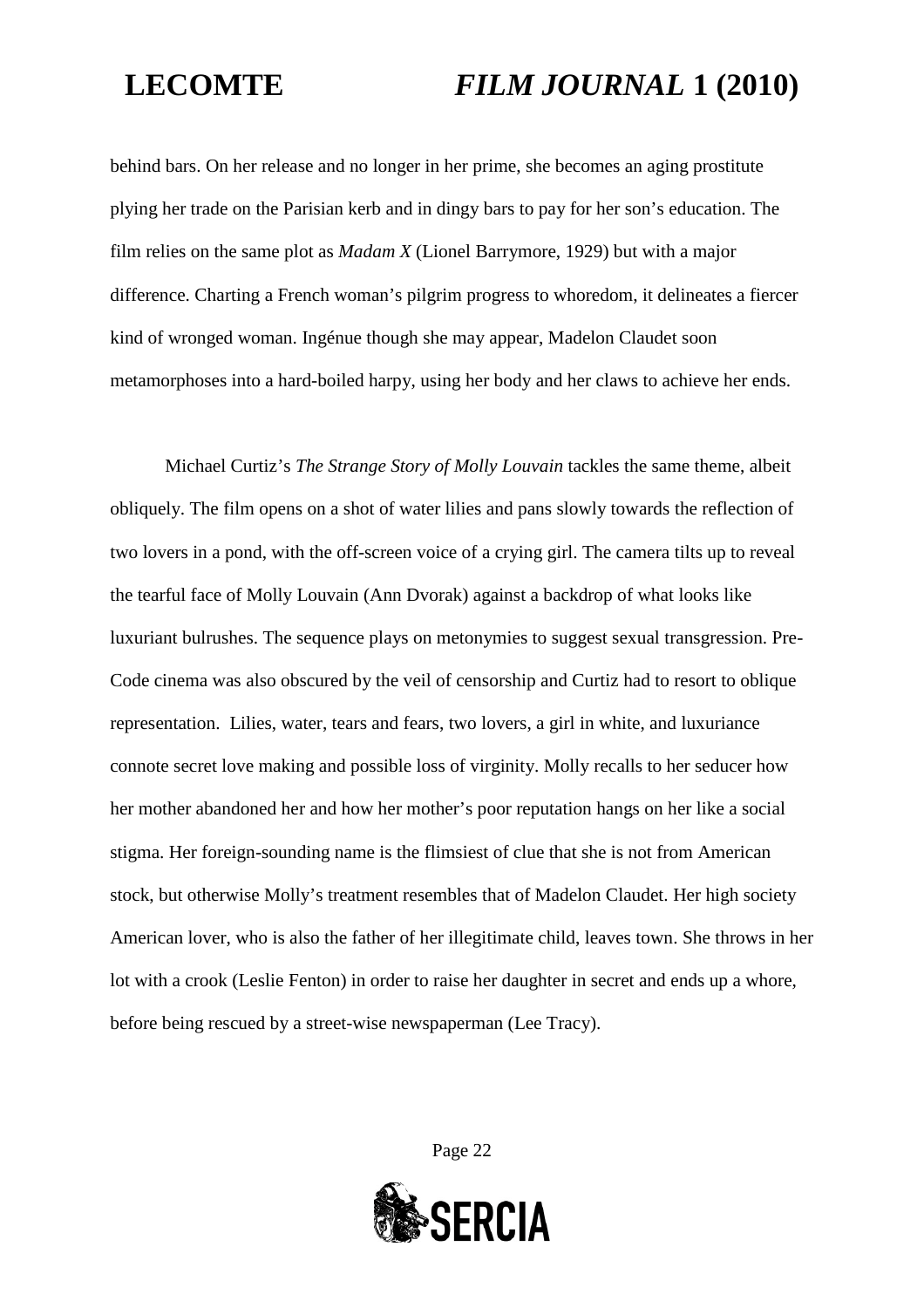behind bars. On her release and no longer in her prime, she becomes an aging prostitute plying her trade on the Parisian kerb and in dingy bars to pay for her son's education. The film relies on the same plot as *Madam X* (Lionel Barrymore, 1929) but with a major difference. Charting a French woman's pilgrim progress to whoredom, it delineates a fiercer kind of wronged woman. Ingénue though she may appear, Madelon Claudet soon metamorphoses into a hard-boiled harpy, using her body and her claws to achieve her ends.

Michael Curtiz's *The Strange Story of Molly Louvain* tackles the same theme, albeit obliquely. The film opens on a shot of water lilies and pans slowly towards the reflection of two lovers in a pond, with the off-screen voice of a crying girl. The camera tilts up to reveal the tearful face of Molly Louvain (Ann Dvorak) against a backdrop of what looks like luxuriant bulrushes. The sequence plays on metonymies to suggest sexual transgression. Pre-Code cinema was also obscured by the veil of censorship and Curtiz had to resort to oblique representation. Lilies, water, tears and fears, two lovers, a girl in white, and luxuriance connote secret love making and possible loss of virginity. Molly recalls to her seducer how her mother abandoned her and how her mother's poor reputation hangs on her like a social stigma. Her foreign-sounding name is the flimsiest of clue that she is not from American stock, but otherwise Molly's treatment resembles that of Madelon Claudet. Her high society American lover, who is also the father of her illegitimate child, leaves town. She throws in her lot with a crook (Leslie Fenton) in order to raise her daughter in secret and ends up a whore, before being rescued by a street-wise newspaperman (Lee Tracy).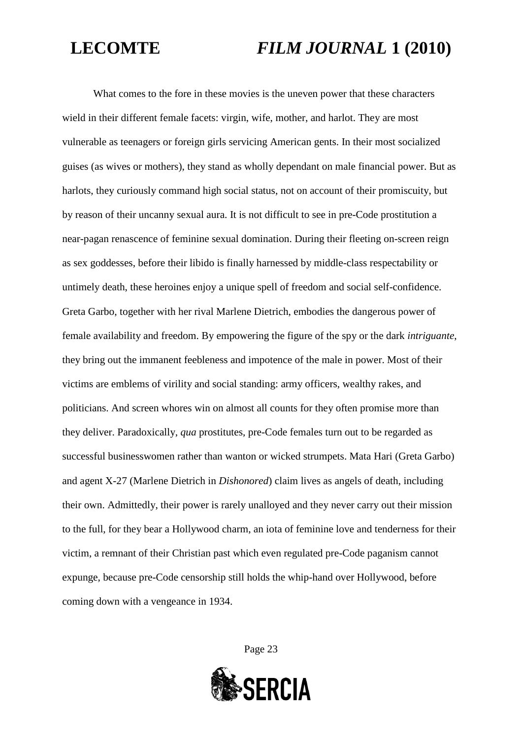What comes to the fore in these movies is the uneven power that these characters wield in their different female facets: virgin, wife, mother, and harlot. They are most vulnerable as teenagers or foreign girls servicing American gents. In their most socialized guises (as wives or mothers), they stand as wholly dependant on male financial power. But as harlots, they curiously command high social status, not on account of their promiscuity, but by reason of their uncanny sexual aura. It is not difficult to see in pre-Code prostitution a near-pagan renascence of feminine sexual domination. During their fleeting on-screen reign as sex goddesses, before their libido is finally harnessed by middle-class respectability or untimely death, these heroines enjoy a unique spell of freedom and social self-confidence. Greta Garbo, together with her rival Marlene Dietrich, embodies the dangerous power of female availability and freedom. By empowering the figure of the spy or the dark *intriguante*, they bring out the immanent feebleness and impotence of the male in power. Most of their victims are emblems of virility and social standing: army officers, wealthy rakes, and politicians. And screen whores win on almost all counts for they often promise more than they deliver. Paradoxically, *qua* prostitutes, pre-Code females turn out to be regarded as successful businesswomen rather than wanton or wicked strumpets. Mata Hari (Greta Garbo) and agent X-27 (Marlene Dietrich in *Dishonored*) claim lives as angels of death, including their own. Admittedly, their power is rarely unalloyed and they never carry out their mission to the full, for they bear a Hollywood charm, an iota of feminine love and tenderness for their victim, a remnant of their Christian past which even regulated pre-Code paganism cannot expunge, because pre-Code censorship still holds the whip-hand over Hollywood, before coming down with a vengeance in 1934.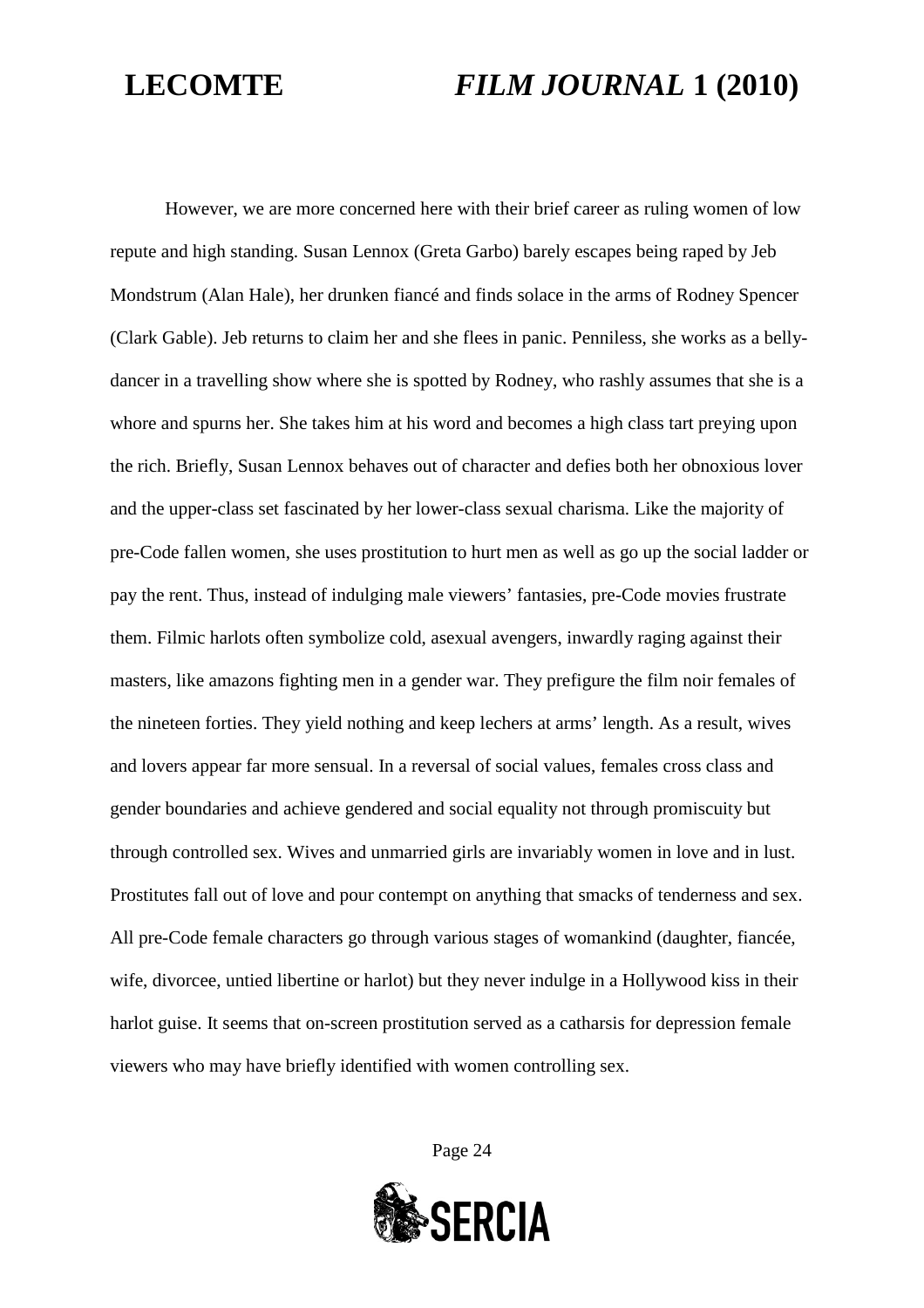However, we are more concerned here with their brief career as ruling women of low repute and high standing. Susan Lennox (Greta Garbo) barely escapes being raped by Jeb Mondstrum (Alan Hale), her drunken fiancé and finds solace in the arms of Rodney Spencer (Clark Gable). Jeb returns to claim her and she flees in panic. Penniless, she works as a belly-dancer in a travelling show where she is spotted by Rodney, who rashly assumes that she is a whore and spurns her. She takes him at his word and becomes a high class tart preying upon the rich. Briefly, Susan Lennox behaves out of character and defies both her obnoxious lover and the upper-class set fascinated by her lower-class sexual charisma. Like the majority of pre-Code fallen women, she uses prostitution to hurt men as well as go up the social ladder or pay the rent. Thus, instead of indulging male viewers' fantasies, pre-Code movies frustrate them. Filmic harlots often symbolize cold, asexual avengers, inwardly raging against their masters, like amazons fighting men in a gender war. They prefigure the film noir females of the nineteen forties. They yield nothing and keep lechers at arms' length. As a result, wives and lovers appear far more sensual. In a reversal of social values, females cross class and gender boundaries and achieve gendered and social equality not through promiscuity but through controlled sex. Wives and unmarried girls are invariably women in love and in lust. Prostitutes fall out of love and pour contempt on anything that smacks of tenderness and sex. All pre-Code female characters go through various stages of womankind (daughter, fiancée, wife, divorcee, untied libertine or harlot) but they never indulge in a Hollywood kiss in their harlot guise. It seems that on-screen prostitution served as a catharsis for depression female viewers who may have briefly identified with women controlling sex.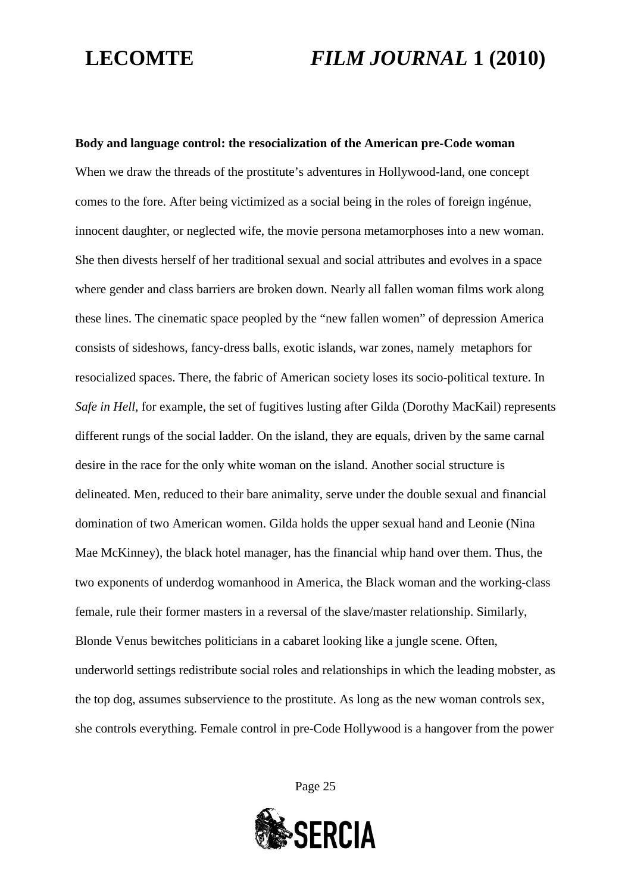**Body and language control: the resocialization of the American pre-Code woman**

When we draw the threads of the prostitute's adventures in Hollywood-land, one concept comes to the fore. After being victimized as a social being in the roles of foreign ingénue, innocent daughter, or neglected wife, the movie persona metamorphoses into a new woman. She then divests herself of her traditional sexual and social attributes and evolves in a space where gender and class barriers are broken down. Nearly all fallen woman films work along these lines. The cinematic space peopled by the "new fallen women" of depression America consists of sideshows, fancy-dress balls, exotic islands, war zones, namely metaphors for resocialized spaces. There, the fabric of American society loses its socio-political texture. In *Safe in Hell*, for example, the set of fugitives lusting after Gilda (Dorothy MacKail) represents different rungs of the social ladder. On the island, they are equals, driven by the same carnal desire in the race for the only white woman on the island. Another social structure is delineated. Men, reduced to their bare animality, serve under the double sexual and financial domination of two American women. Gilda holds the upper sexual hand and Leonie (Nina Mae McKinney), the black hotel manager, has the financial whip hand over them. Thus, the two exponents of underdog womanhood in America, the Black woman and the working-class female, rule their former masters in a reversal of the slave/master relationship. Similarly, Blonde Venus bewitches politicians in a cabaret looking like a jungle scene. Often, underworld settings redistribute social roles and relationships in which the leading mobster, as the top dog, assumes subservience to the prostitute. As long as the new woman controls sex, she controls everything. Female control in pre-Code Hollywood is a hangover from the power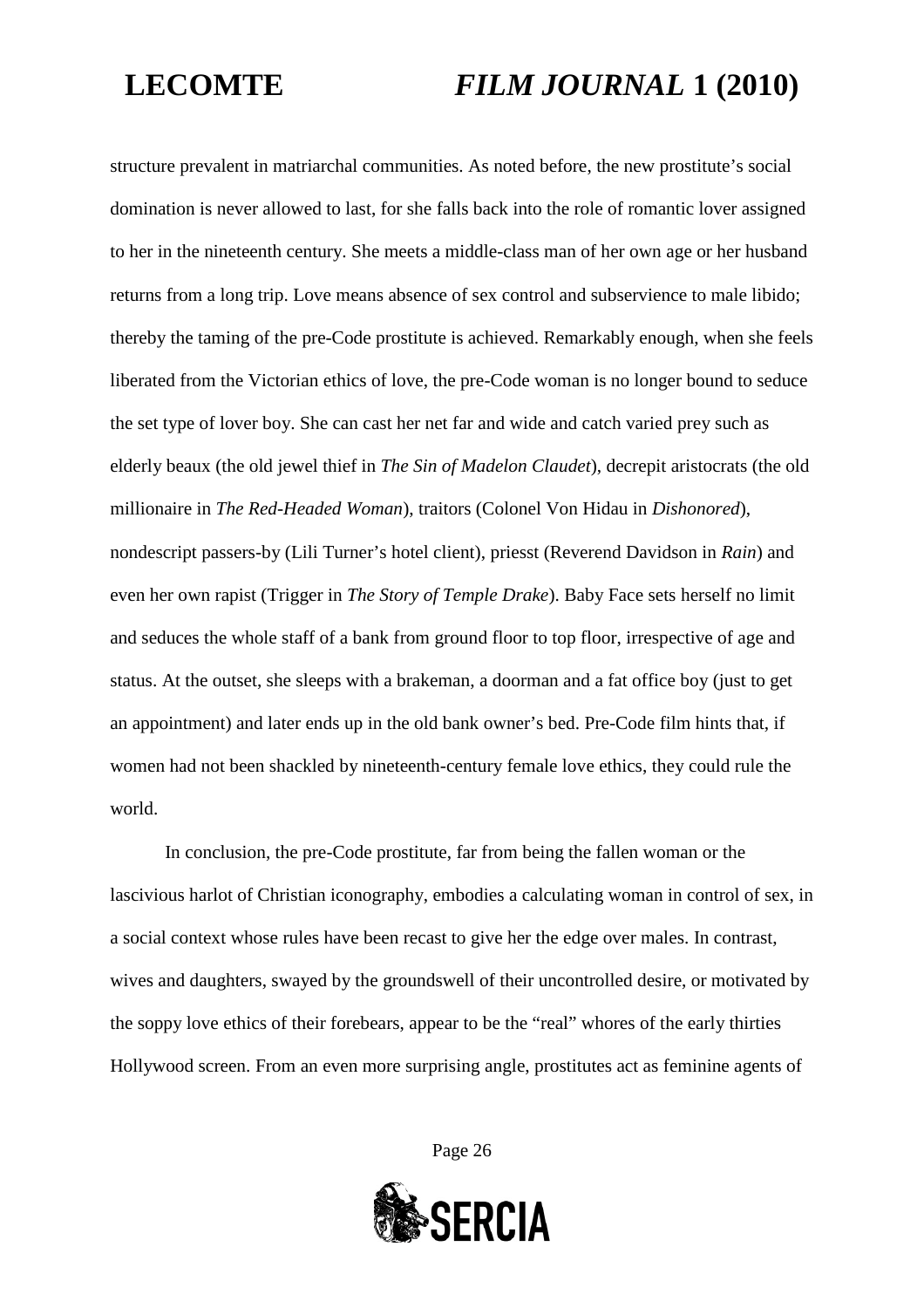structure prevalent in matriarchal communities. As noted before, the new prostitute's social domination is never allowed to last, for she falls back into the role of romantic lover assigned to her in the nineteenth century. She meets a middle-class man of her own age or her husband returns from a long trip. Love means absence of sex control and subservience to male libido; thereby the taming of the pre-Code prostitute is achieved. Remarkably enough, when she feels liberated from the Victorian ethics of love, the pre-Code woman is no longer bound to seduce the set type of lover boy. She can cast her net far and wide and catch varied prey such as elderly beaux (the old jewel thief in *The Sin of Madelon Claudet*), decrepit aristocrats (the old millionaire in *The Red-Headed Woman*), traitors (Colonel Von Hidau in *Dishonored*), nondescript passers-by (Lili Turner's hotel client), priesst (Reverend Davidson in *Rain*) and even her own rapist (Trigger in *The Story of Temple Drake*). Baby Face sets herself no limit and seduces the whole staff of a bank from ground floor to top floor, irrespective of age and status. At the outset, she sleeps with a brakeman, a doorman and a fat office boy (just to get an appointment) and later ends up in the old bank owner's bed. Pre-Code film hints that, if women had not been shackled by nineteenth-century female love ethics, they could rule the world.

In conclusion, the pre-Code prostitute, far from being the fallen woman or the lascivious harlot of Christian iconography, embodies a calculating woman in control of sex, in a social context whose rules have been recast to give her the edge over males. In contrast, wives and daughters, swayed by the groundswell of their uncontrolled desire, or motivated by the soppy love ethics of their forebears, appear to be the "real" whores of the early thirties Hollywood screen. From an even more surprising angle, prostitutes act as feminine agents of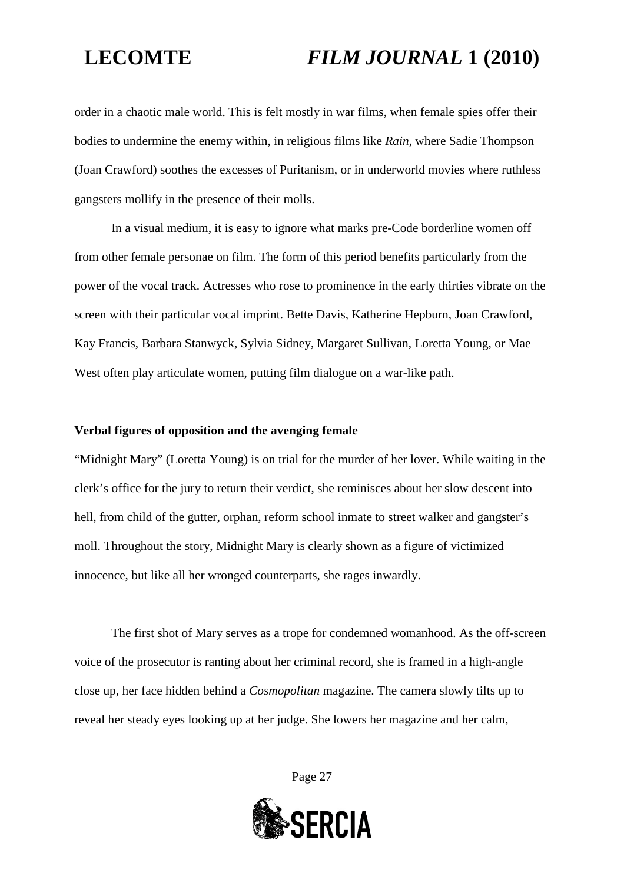order in a chaotic male world. This is felt mostly in war films, when female spies offer their bodies to undermine the enemy within, in religious films like *Rain*, where Sadie Thompson (Joan Crawford) soothes the excesses of Puritanism, or in underworld movies where ruthless gangsters mollify in the presence of their molls.

In a visual medium, it is easy to ignore what marks pre-Code borderline women off from other female personae on film. The form of this period benefits particularly from the power of the vocal track. Actresses who rose to prominence in the early thirties vibrate on the screen with their particular vocal imprint. Bette Davis, Katherine Hepburn, Joan Crawford, Kay Francis, Barbara Stanwyck, Sylvia Sidney, Margaret Sullivan, Loretta Young, or Mae West often play articulate women, putting film dialogue on a war-like path.

**Verbal figures of opposition and the avenging female**

"Midnight Mary" (Loretta Young) is on trial for the murder of her lover. While waiting in the clerk's office for the jury to return their verdict, she reminisces about her slow descent into hell, from child of the gutter, orphan, reform school inmate to street walker and gangster's moll. Throughout the story, Midnight Mary is clearly shown as a figure of victimized innocence, but like all her wronged counterparts, she rages inwardly.

The first shot of Mary serves as a trope for condemned womanhood. As the off-screen voice of the prosecutor is ranting about her criminal record, she is framed in a high-angle close up, her face hidden behind a *Cosmopolitan* magazine. The camera slowly tilts up to reveal her steady eyes looking up at her judge. She lowers her magazine and her calm,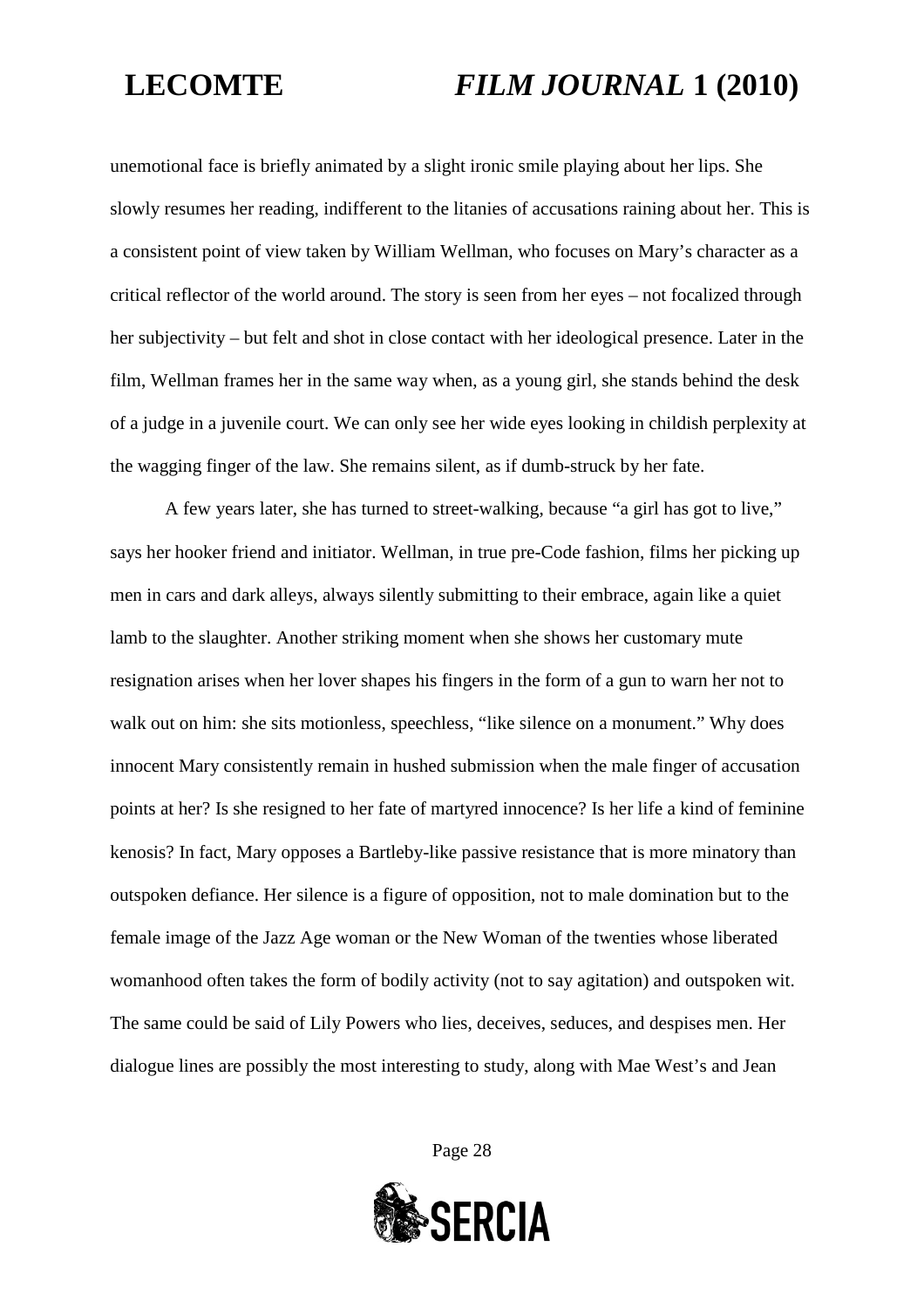unemotional face is briefly animated by a slight ironic smile playing about her lips. She slowly resumes her reading, indifferent to the litanies of accusations raining about her. This is a consistent point of view taken by William Wellman, who focuses on Mary's character as a critical reflector of the world around. The story is seen from her eyes – not focalized through her subjectivity – but felt and shot in close contact with her ideological presence. Later in the film, Wellman frames her in the same way when, as a young girl, she stands behind the desk of a judge in a juvenile court. We can only see her wide eyes looking in childish perplexity at the wagging finger of the law. She remains silent, as if dumb-struck by her fate.

A few years later, she has turned to street-walking, because "a girl has got to live," says her hooker friend and initiator. Wellman, in true pre-Code fashion, films her picking up men in cars and dark alleys, always silently submitting to their embrace, again like a quiet lamb to the slaughter. Another striking moment when she shows her customary mute resignation arises when her lover shapes his fingers in the form of a gun to warn her not to walk out on him: she sits motionless, speechless, "like silence on a monument." Why does innocent Mary consistently remain in hushed submission when the male finger of accusation points at her? Is she resigned to her fate of martyred innocence? Is her life a kind of feminine kenosis? In fact, Mary opposes a Bartleby-like passive resistance that is more minatory than outspoken defiance. Her silence is a figure of opposition, not to male domination but to the female image of the Jazz Age woman or the New Woman of the twenties whose liberated womanhood often takes the form of bodily activity (not to say agitation) and outspoken wit. The same could be said of Lily Powers who lies, deceives, seduces, and despises men. Her dialogue lines are possibly the most interesting to study, along with Mae West's and Jean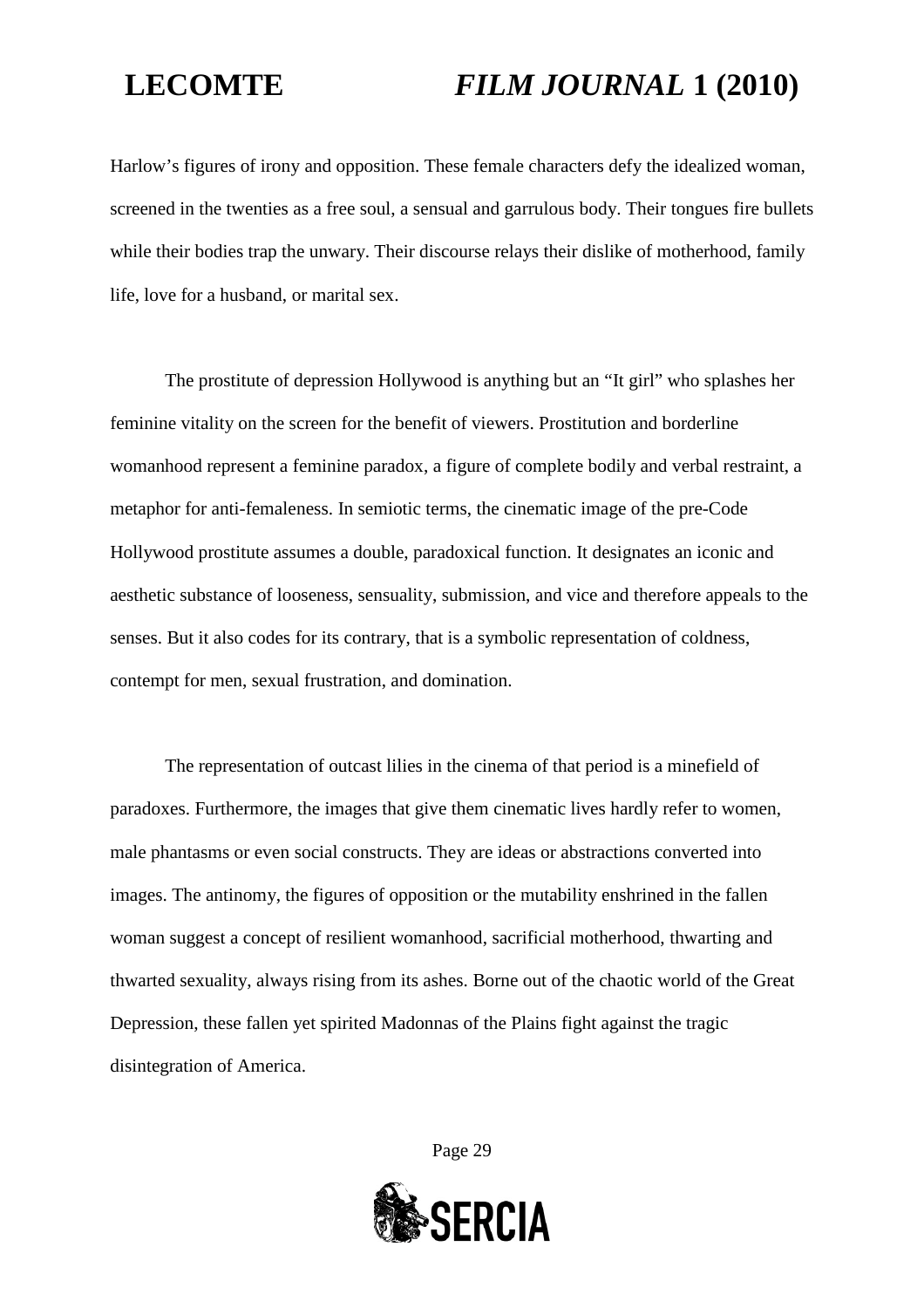Harlow's figures of irony and opposition. These female characters defy the idealized woman, screened in the twenties as a free soul, a sensual and garrulous body. Their tongues fire bullets while their bodies trap the unwary. Their discourse relays their dislike of motherhood, family life, love for a husband, or marital sex.

The prostitute of depression Hollywood is anything but an "It girl" who splashes her feminine vitality on the screen for the benefit of viewers. Prostitution and borderline womanhood represent a feminine paradox, a figure of complete bodily and verbal restraint, a metaphor for anti-femaleness. In semiotic terms, the cinematic image of the pre-Code Hollywood prostitute assumes a double, paradoxical function. It designates an iconic and aesthetic substance of looseness, sensuality, submission, and vice and therefore appeals to the senses. But it also codes for its contrary, that is a symbolic representation of coldness, contempt for men, sexual frustration, and domination.

The representation of outcast lilies in the cinema of that period is a minefield of paradoxes. Furthermore, the images that give them cinematic lives hardly refer to women, male phantasms or even social constructs. They are ideas or abstractions converted into images. The antinomy, the figures of opposition or the mutability enshrined in the fallen woman suggest a concept of resilient womanhood, sacrificial motherhood, thwarting and thwarted sexuality, always rising from its ashes. Borne out of the chaotic world of the Great Depression, these fallen yet spirited Madonnas of the Plains fight against the tragic disintegration of America.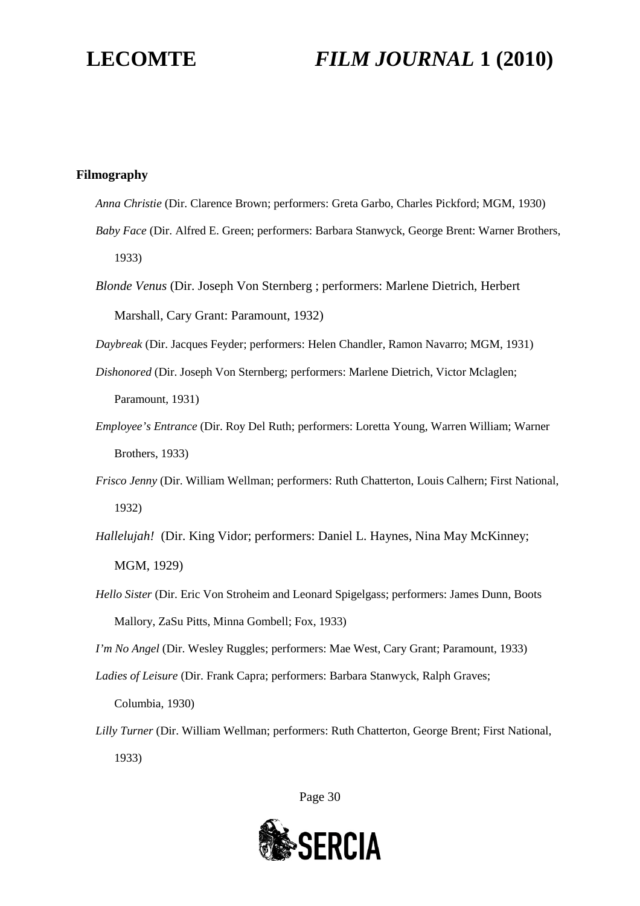**Filmography**

*Anna Christie* (Dir. Clarence Brown; performers: Greta Garbo, Charles Pickford; MGM, 1930)

*Baby Face* (Dir. Alfred E. Green; performers: Barbara Stanwyck, George Brent: Warner Brothers, 1933)

*Blonde Venus* (Dir. Joseph Von Sternberg ; performers: Marlene Dietrich, Herbert Marshall, Cary Grant: Paramount, 1932)

*Daybreak* (Dir. Jacques Feyder; performers: Helen Chandler, Ramon Navarro; MGM, 1931)

*Dishonored* (Dir. Joseph Von Sternberg; performers: Marlene Dietrich, Victor Mclaglen; Paramount, 1931)

*Employee's Entrance* (Dir. Roy Del Ruth; performers: Loretta Young, Warren William; Warner Brothers, 1933)

*Frisco Jenny* (Dir. William Wellman; performers: Ruth Chatterton, Louis Calhern; First National, 1932)

*Hallelujah!* (Dir. King Vidor; performers: Daniel L. Haynes, Nina May McKinney; MGM, 1929)

*Hello Sister* (Dir. Eric Von Stroheim and Leonard Spigelgass; performers: James Dunn, Boots Mallory, ZaSu Pitts, Minna Gombell; Fox, 1933)

*I'm No Angel* (Dir. Wesley Ruggles; performers: Mae West, Cary Grant; Paramount, 1933)

*Ladies of Leisure* (Dir. Frank Capra; performers: Barbara Stanwyck, Ralph Graves; Columbia, 1930)

*Lilly Turner* (Dir. William Wellman; performers: Ruth Chatterton, George Brent; First National, 1933)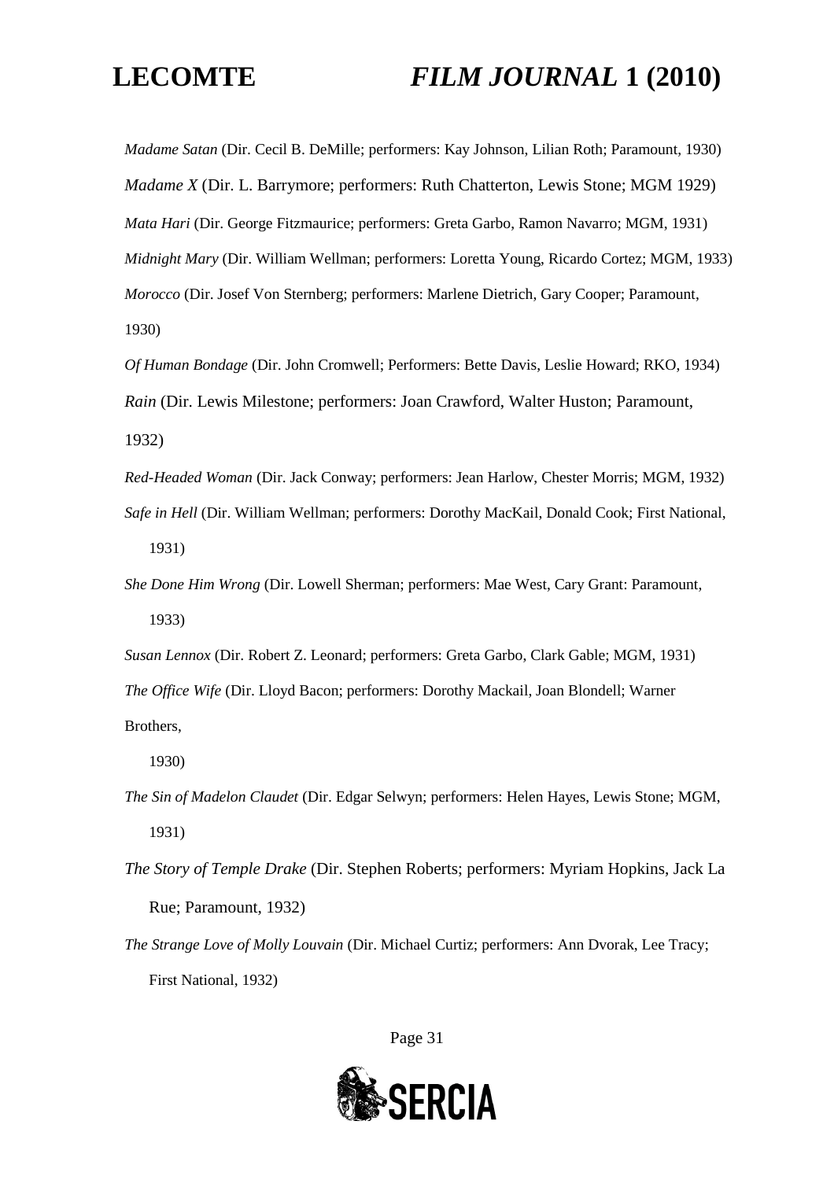*Madame Satan* (Dir. Cecil B. DeMille; performers: Kay Johnson, Lilian Roth; Paramount, 1930)

*Madame X* (Dir. L. Barrymore; performers: Ruth Chatterton, Lewis Stone; MGM 1929)

*Mata Hari* (Dir. George Fitzmaurice; performers: Greta Garbo, Ramon Navarro; MGM, 1931)

*Midnight Mary* (Dir. William Wellman; performers: Loretta Young, Ricardo Cortez; MGM, 1933)

*Morocco* (Dir. Josef Von Sternberg; performers: Marlene Dietrich, Gary Cooper; Paramount, 1930)

*Of Human Bondage* (Dir. John Cromwell; Performers: Bette Davis, Leslie Howard; RKO, 1934)

*Rain* (Dir. Lewis Milestone; performers: Joan Crawford, Walter Huston; Paramount, 1932)

*Red-Headed Woman* (Dir. Jack Conway; performers: Jean Harlow, Chester Morris; MGM, 1932)

*Safe in Hell* (Dir. William Wellman; performers: Dorothy MacKail, Donald Cook; First National, 1931)

*She Done Him Wrong* (Dir. Lowell Sherman; performers: Mae West, Cary Grant: Paramount, 1933)

*Susan Lennox* (Dir. Robert Z. Leonard; performers: Greta Garbo, Clark Gable; MGM, 1931)

*The Office Wife* (Dir. Lloyd Bacon; performers: Dorothy Mackail, Joan Blondell; Warner Brothers, 1930)

*The Sin of Madelon Claudet* (Dir. Edgar Selwyn; performers: Helen Hayes, Lewis Stone; MGM, 1931)

*The Story of Temple Drake* (Dir. Stephen Roberts; performers: Myriam Hopkins, Jack La Rue; Paramount, 1932)

*The Strange Love of Molly Louvain* (Dir. Michael Curtiz; performers: Ann Dvorak, Lee Tracy; First National, 1932)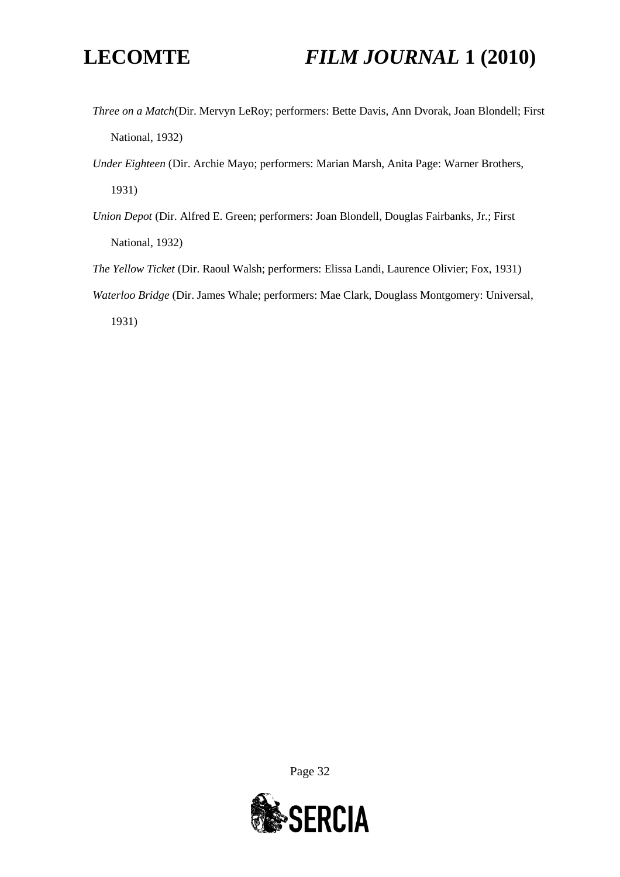*Three on a Match*(Dir. Mervyn LeRoy; performers: Bette Davis, Ann Dvorak, Joan Blondell; First National, 1932)

*Under Eighteen* (Dir. Archie Mayo; performers: Marian Marsh, Anita Page: Warner Brothers, 1931)

*Union Depot* (Dir. Alfred E. Green; performers: Joan Blondell, Douglas Fairbanks, Jr.; First National, 1932)

*The Yellow Ticket* (Dir. Raoul Walsh; performers: Elissa Landi, Laurence Olivier; Fox, 1931)

*Waterloo Bridge* (Dir. James Whale; performers: Mae Clark, Douglass Montgomery: Universal, 1931)